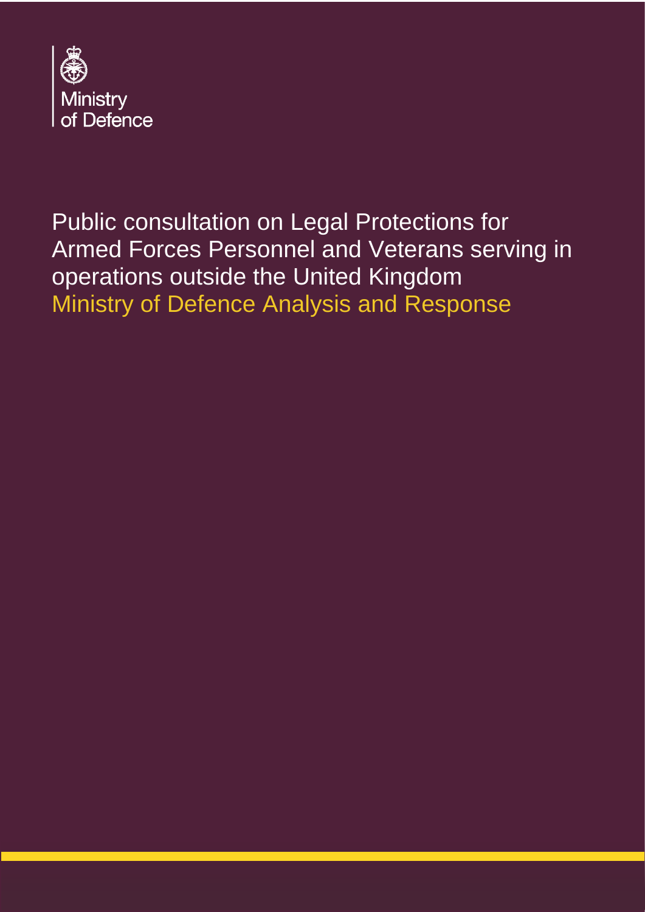Ministry of Defence

# Public consultation on Legal Protections for Armed Forces Personnel and Veterans serving in operations outside the United Kingdom

## Ministry of Defence Analysis and Response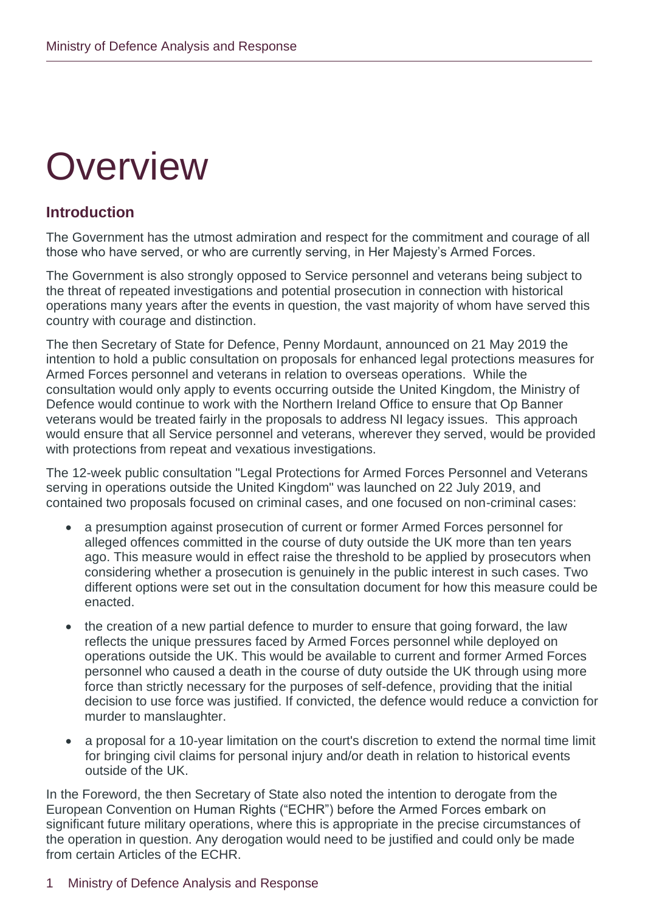# Overview

## Introduction

The Government has the utmost admiration and respect for the commitment and courage of all those who have served, or who are currently serving, in Her Majesty's Armed Forces.

The Government is also strongly opposed to Service personnel and veterans being subject to the threat of repeated investigations and potential prosecution in connection with historical operations many years after the events in question, the vast majority of whom have served this country with courage and distinction.

The then Secretary of State for Defence, Penny Mordaunt, announced on 21 May 2019 the intention to hold a public consultation on proposals for enhanced legal protections measures for Armed Forces personnel and veterans in relation to overseas operations. While the consultation would only apply to events occurring outside the United Kingdom, the Ministry of Defence would continue to work with the Northern Ireland Office to ensure that Op Banner veterans would be treated fairly in the proposals to address NI legacy issues. This approach would ensure that all Service personnel and veterans, wherever they served, would be provided with protections from repeat and vexatious investigations.

The 12-week public consultation "Legal Protections for Armed Forces Personnel and Veterans serving in operations outside the United Kingdom" was launched on 22 July 2019, and contained two proposals focused on criminal cases, and one focused on non-criminal cases:

- a presumption against prosecution of current or former Armed Forces personnel for alleged offences committed in the course of duty outside the UK more than ten years ago. This measure would in effect raise the threshold to be applied by prosecutors when considering whether a prosecution is genuinely in the public interest in such cases. Two different options were set out in the consultation document for how this measure could be enacted.
- the creation of a new partial defence to murder to ensure that going forward, the law reflects the unique pressures faced by Armed Forces personnel while deployed on operations outside the UK. This would be available to current and former Armed Forces personnel who caused a death in the course of duty outside the UK through using more force than strictly necessary for the purposes of self-defence, providing that the initial decision to use force was justified. If convicted, the defence would reduce a conviction for murder to manslaughter.
- a proposal for a 10-year limitation on the court's discretion to extend the normal time limit for bringing civil claims for personal injury and/or death in relation to historical events outside of the UK.

In the Foreword, the then Secretary of State also noted the intention to derogate from the European Convention on Human Rights ("ECHR") before the Armed Forces embark on significant future military operations, where this is appropriate in the precise circumstances of the operation in question. Any derogation would need to be justified and could only be made from certain Articles of the ECHR.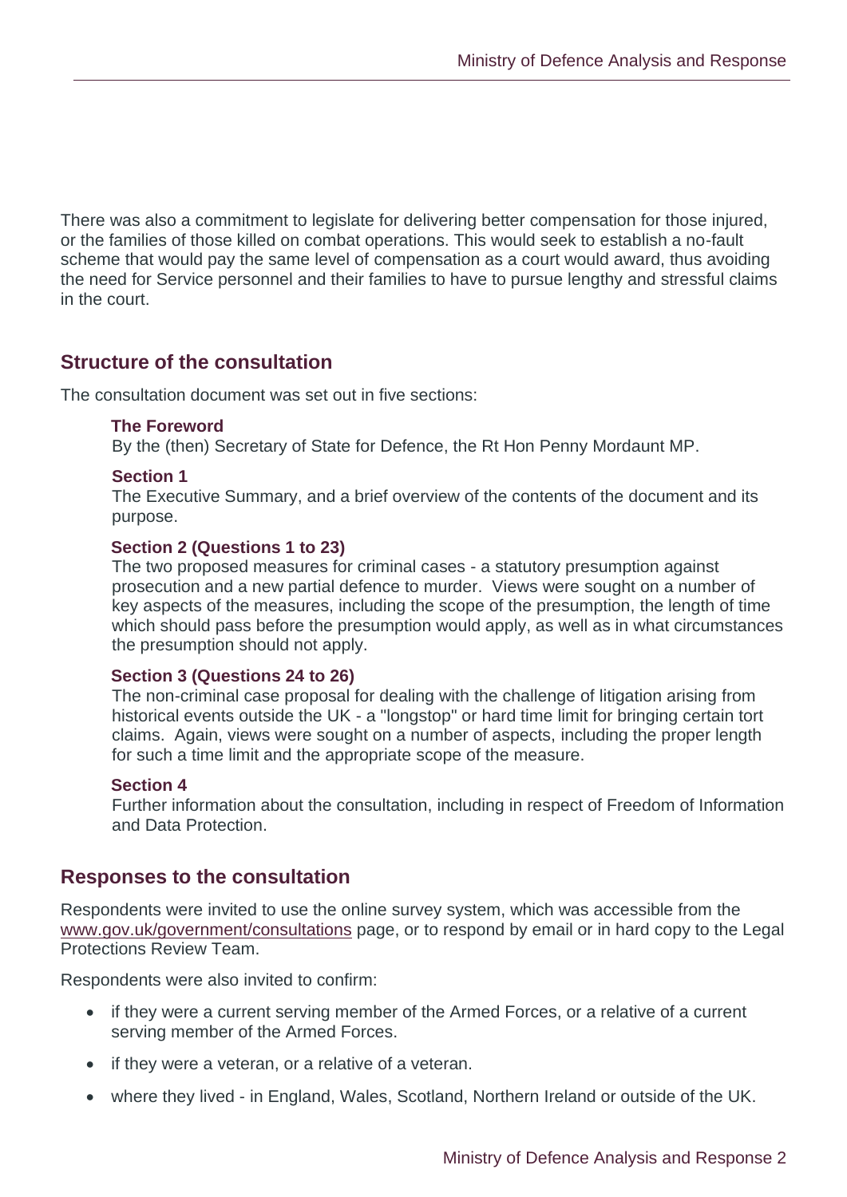There was also a commitment to legislate for delivering better compensation for those injured, or the families of those killed on combat operations. This would seek to establish a no-fault scheme that would pay the same level of compensation as a court would award, thus avoiding the need for Service personnel and their families to have to pursue lengthy and stressful claims in the court.

## Structure of the consultation

The consultation document was set out in five sections:

**The Foreword**
By the (then) Secretary of State for Defence, the Rt Hon Penny Mordaunt MP.

**Section 1**
The Executive Summary, and a brief overview of the contents of the document and its purpose.

**Section 2 (Questions 1 to 23)**
The two proposed measures for criminal cases - a statutory presumption against prosecution and a new partial defence to murder. Views were sought on a number of key aspects of the measures, including the scope of the presumption, the length of time which should pass before the presumption would apply, as well as in what circumstances the presumption should not apply.

**Section 3 (Questions 24 to 26)**
The non-criminal case proposal for dealing with the challenge of litigation arising from historical events outside the UK - a "longstop" or hard time limit for bringing certain tort claims. Again, views were sought on a number of aspects, including the proper length for such a time limit and the appropriate scope of the measure.

**Section 4**
Further information about the consultation, including in respect of Freedom of Information and Data Protection.

## Responses to the consultation

Respondents were invited to use the online survey system, which was accessible from the www.gov.uk/government/consultations page, or to respond by email or in hard copy to the Legal Protections Review Team.

Respondents were also invited to confirm:

- if they were a current serving member of the Armed Forces, or a relative of a current serving member of the Armed Forces.
- if they were a veteran, or a relative of a veteran.
- where they lived - in England, Wales, Scotland, Northern Ireland or outside of the UK.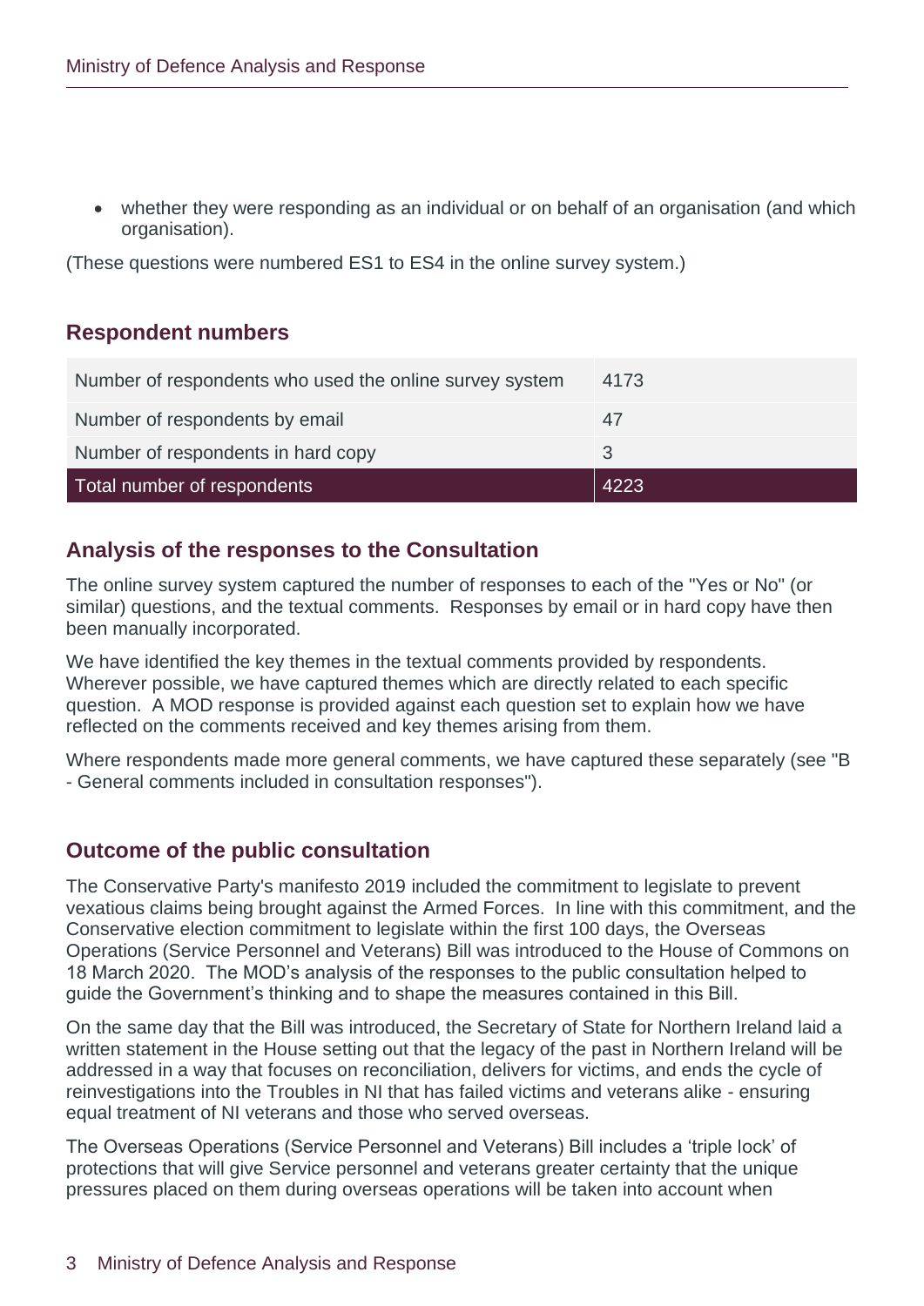- whether they were responding as an individual or on behalf of an organisation (and which organisation).

(These questions were numbered ES1 to ES4 in the online survey system.)

## Respondent numbers

| Number of respondents who used the online survey system | 4173 |
|---|---|
| Number of respondents by email | 47 |
| Number of respondents in hard copy | 3 |
| Total number of respondents | 4223 |

## Analysis of the responses to the Consultation

The online survey system captured the number of responses to each of the "Yes or No" (or similar) questions, and the textual comments. Responses by email or in hard copy have then been manually incorporated.

We have identified the key themes in the textual comments provided by respondents. Wherever possible, we have captured themes which are directly related to each specific question. A MOD response is provided against each question set to explain how we have reflected on the comments received and key themes arising from them.

Where respondents made more general comments, we have captured these separately (see "B - General comments included in consultation responses").

## Outcome of the public consultation

The Conservative Party's manifesto 2019 included the commitment to legislate to prevent vexatious claims being brought against the Armed Forces. In line with this commitment, and the Conservative election commitment to legislate within the first 100 days, the Overseas Operations (Service Personnel and Veterans) Bill was introduced to the House of Commons on 18 March 2020. The MOD's analysis of the responses to the public consultation helped to guide the Government's thinking and to shape the measures contained in this Bill.

On the same day that the Bill was introduced, the Secretary of State for Northern Ireland laid a written statement in the House setting out that the legacy of the past in Northern Ireland will be addressed in a way that focuses on reconciliation, delivers for victims, and ends the cycle of reinvestigations into the Troubles in NI that has failed victims and veterans alike - ensuring equal treatment of NI veterans and those who served overseas.

The Overseas Operations (Service Personnel and Veterans) Bill includes a 'triple lock' of protections that will give Service personnel and veterans greater certainty that the unique pressures placed on them during overseas operations will be taken into account when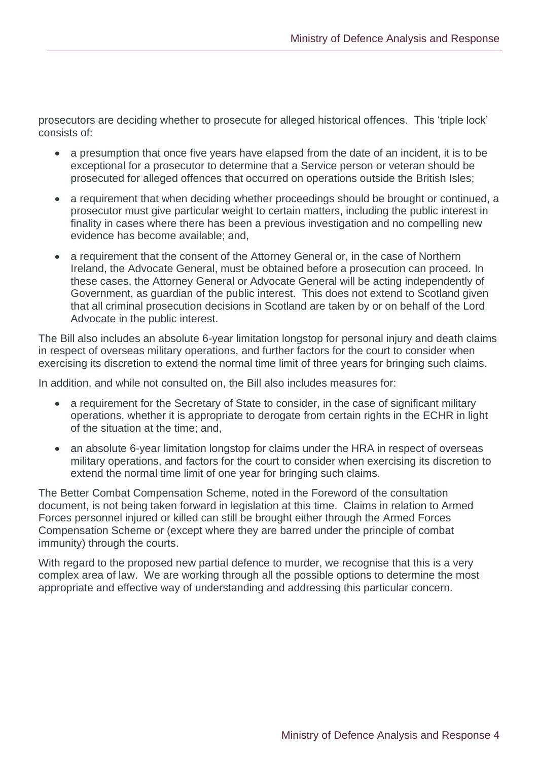prosecutors are deciding whether to prosecute for alleged historical offences. This 'triple lock' consists of:

- a presumption that once five years have elapsed from the date of an incident, it is to be exceptional for a prosecutor to determine that a Service person or veteran should be prosecuted for alleged offences that occurred on operations outside the British Isles;
- a requirement that when deciding whether proceedings should be brought or continued, a prosecutor must give particular weight to certain matters, including the public interest in finality in cases where there has been a previous investigation and no compelling new evidence has become available; and,
- a requirement that the consent of the Attorney General or, in the case of Northern Ireland, the Advocate General, must be obtained before a prosecution can proceed. In these cases, the Attorney General or Advocate General will be acting independently of Government, as guardian of the public interest. This does not extend to Scotland given that all criminal prosecution decisions in Scotland are taken by or on behalf of the Lord Advocate in the public interest.

The Bill also includes an absolute 6-year limitation longstop for personal injury and death claims in respect of overseas military operations, and further factors for the court to consider when exercising its discretion to extend the normal time limit of three years for bringing such claims.

In addition, and while not consulted on, the Bill also includes measures for:

- a requirement for the Secretary of State to consider, in the case of significant military operations, whether it is appropriate to derogate from certain rights in the ECHR in light of the situation at the time; and,
- an absolute 6-year limitation longstop for claims under the HRA in respect of overseas military operations, and factors for the court to consider when exercising its discretion to extend the normal time limit of one year for bringing such claims.

The Better Combat Compensation Scheme, noted in the Foreword of the consultation document, is not being taken forward in legislation at this time. Claims in relation to Armed Forces personnel injured or killed can still be brought either through the Armed Forces Compensation Scheme or (except where they are barred under the principle of combat immunity) through the courts.

With regard to the proposed new partial defence to murder, we recognise that this is a very complex area of law. We are working through all the possible options to determine the most appropriate and effective way of understanding and addressing this particular concern.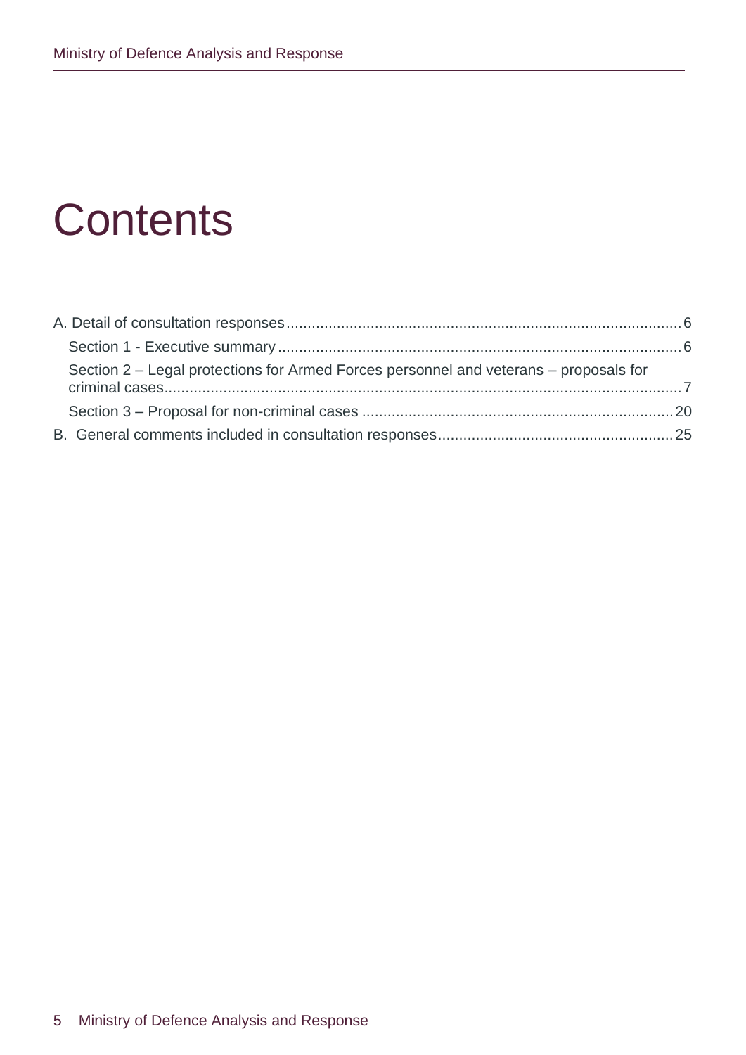# Contents

A. Detail of consultation responses ............................................................................................. 6

  Section 1 - Executive summary ................................................................................................ 6

  Section 2 – Legal protections for Armed Forces personnel and veterans – proposals for criminal cases ............................................................................................................................ 7

  Section 3 – Proposal for non-criminal cases .......................................................................... 20

B. General comments included in consultation responses ....................................................... 25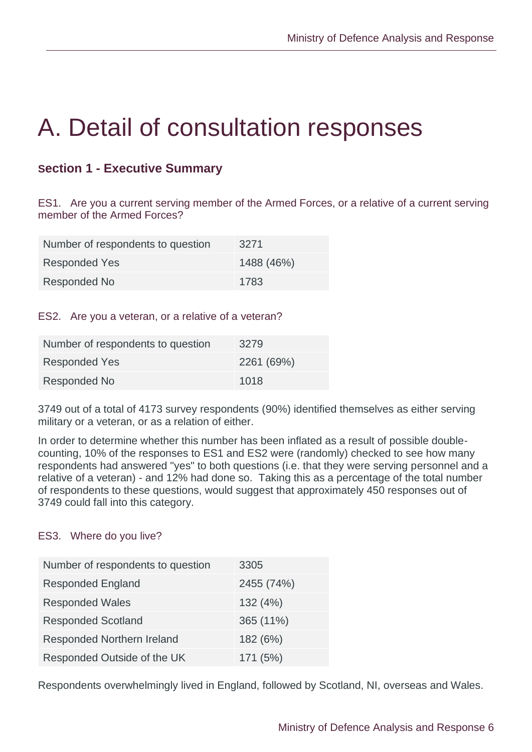# A. Detail of consultation responses

### Section 1 - Executive Summary

ES1. Are you a current serving member of the Armed Forces, or a relative of a current serving member of the Armed Forces?

| Number of respondents to question | 3271 |
|---|---|
| Responded Yes | 1488 (46%) |
| Responded No | 1783 |

ES2. Are you a veteran, or a relative of a veteran?

| Number of respondents to question | 3279 |
|---|---|
| Responded Yes | 2261 (69%) |
| Responded No | 1018 |

3749 out of a total of 4173 survey respondents (90%) identified themselves as either serving military or a veteran, or as a relation of either.

In order to determine whether this number has been inflated as a result of possible double-counting, 10% of the responses to ES1 and ES2 were (randomly) checked to see how many respondents had answered "yes" to both questions (i.e. that they were serving personnel and a relative of a veteran) - and 12% had done so. Taking this as a percentage of the total number of respondents to these questions, would suggest that approximately 450 responses out of 3749 could fall into this category.

ES3. Where do you live?

| Number of respondents to question | 3305 |
|---|---|
| Responded England | 2455 (74%) |
| Responded Wales | 132 (4%) |
| Responded Scotland | 365 (11%) |
| Responded Northern Ireland | 182 (6%) |
| Responded Outside of the UK | 171 (5%) |

Respondents overwhelmingly lived in England, followed by Scotland, NI, overseas and Wales.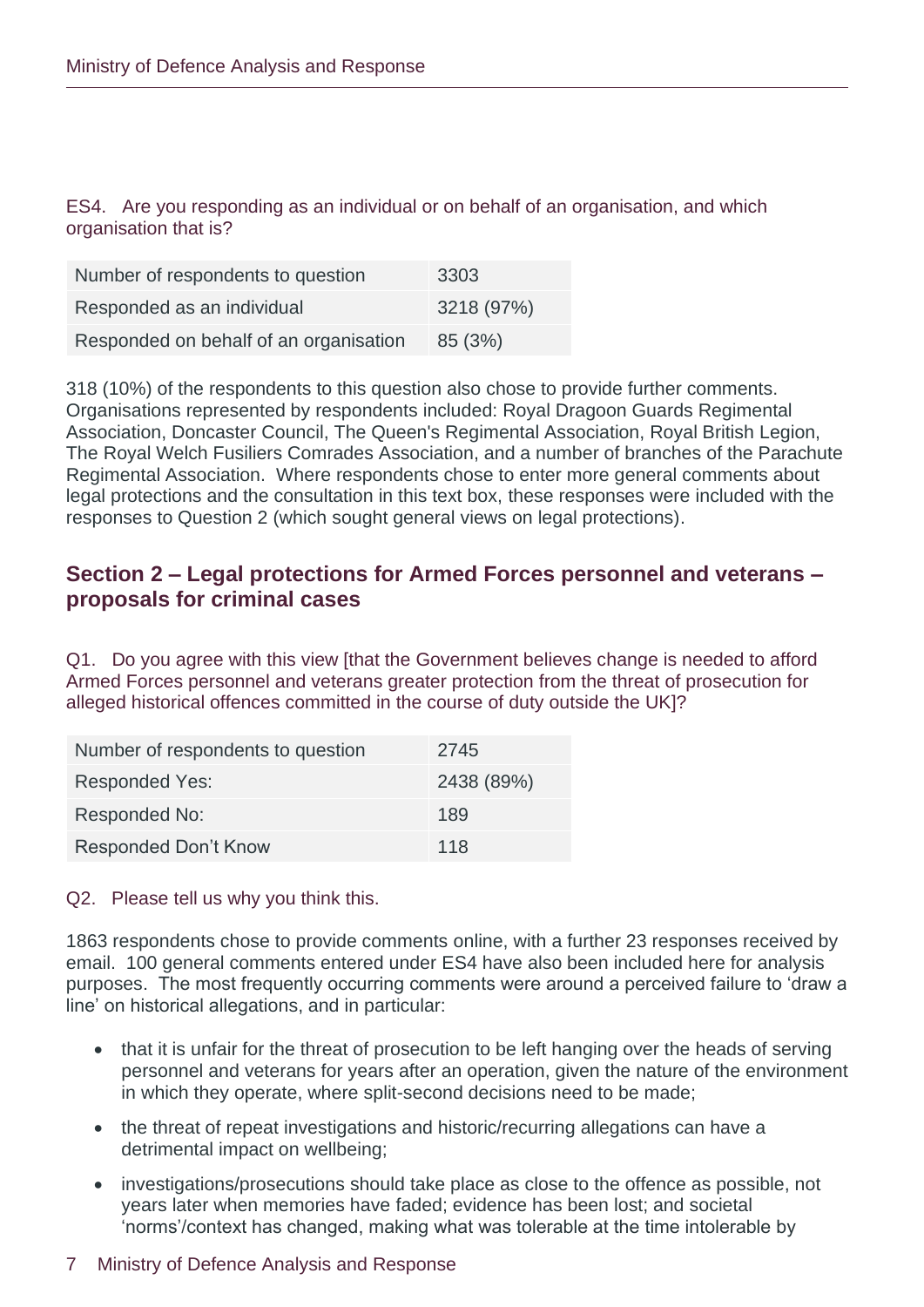ES4. Are you responding as an individual or on behalf of an organisation, and which organisation that is?

| Number of respondents to question | 3303 |
|---|---|
| Responded as an individual | 3218 (97%) |
| Responded on behalf of an organisation | 85 (3%) |

318 (10%) of the respondents to this question also chose to provide further comments. Organisations represented by respondents included: Royal Dragoon Guards Regimental Association, Doncaster Council, The Queen's Regimental Association, Royal British Legion, The Royal Welch Fusiliers Comrades Association, and a number of branches of the Parachute Regimental Association. Where respondents chose to enter more general comments about legal protections and the consultation in this text box, these responses were included with the responses to Question 2 (which sought general views on legal protections).

## Section 2 – Legal protections for Armed Forces personnel and veterans – proposals for criminal cases

Q1. Do you agree with this view [that the Government believes change is needed to afford Armed Forces personnel and veterans greater protection from the threat of prosecution for alleged historical offences committed in the course of duty outside the UK]?

| Number of respondents to question | 2745 |
|---|---|
| Responded Yes: | 2438 (89%) |
| Responded No: | 189 |
| Responded Don't Know | 118 |

Q2. Please tell us why you think this.

1863 respondents chose to provide comments online, with a further 23 responses received by email. 100 general comments entered under ES4 have also been included here for analysis purposes. The most frequently occurring comments were around a perceived failure to 'draw a line' on historical allegations, and in particular:

- that it is unfair for the threat of prosecution to be left hanging over the heads of serving personnel and veterans for years after an operation, given the nature of the environment in which they operate, where split-second decisions need to be made;
- the threat of repeat investigations and historic/recurring allegations can have a detrimental impact on wellbeing;
- investigations/prosecutions should take place as close to the offence as possible, not years later when memories have faded; evidence has been lost; and societal 'norms'/context has changed, making what was tolerable at the time intolerable by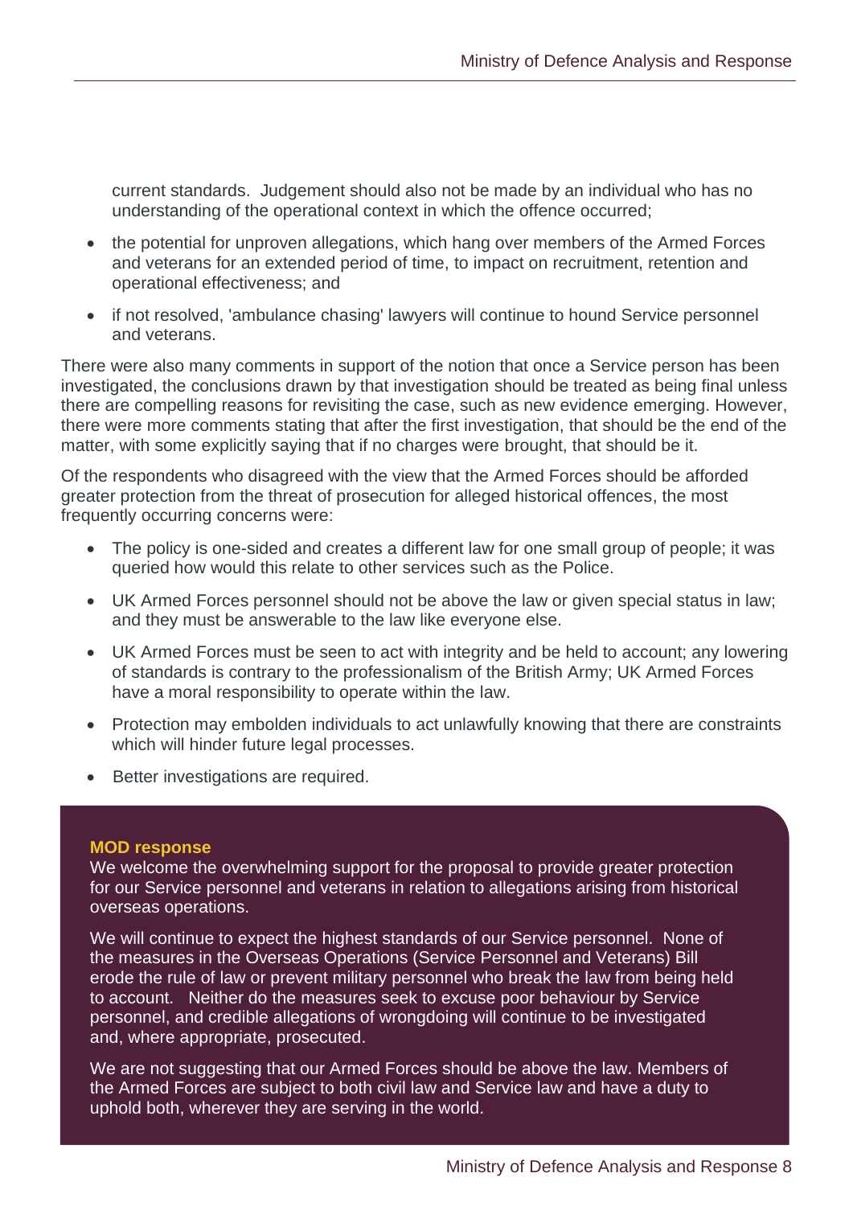current standards. Judgement should also not be made by an individual who has no understanding of the operational context in which the offence occurred;

- the potential for unproven allegations, which hang over members of the Armed Forces and veterans for an extended period of time, to impact on recruitment, retention and operational effectiveness; and
- if not resolved, 'ambulance chasing' lawyers will continue to hound Service personnel and veterans.

There were also many comments in support of the notion that once a Service person has been investigated, the conclusions drawn by that investigation should be treated as being final unless there are compelling reasons for revisiting the case, such as new evidence emerging. However, there were more comments stating that after the first investigation, that should be the end of the matter, with some explicitly saying that if no charges were brought, that should be it.

Of the respondents who disagreed with the view that the Armed Forces should be afforded greater protection from the threat of prosecution for alleged historical offences, the most frequently occurring concerns were:

- The policy is one-sided and creates a different law for one small group of people; it was queried how would this relate to other services such as the Police.
- UK Armed Forces personnel should not be above the law or given special status in law; and they must be answerable to the law like everyone else.
- UK Armed Forces must be seen to act with integrity and be held to account; any lowering of standards is contrary to the professionalism of the British Army; UK Armed Forces have a moral responsibility to operate within the law.
- Protection may embolden individuals to act unlawfully knowing that there are constraints which will hinder future legal processes.
- Better investigations are required.

**MOD response**

We welcome the overwhelming support for the proposal to provide greater protection for our Service personnel and veterans in relation to allegations arising from historical overseas operations.

We will continue to expect the highest standards of our Service personnel. None of the measures in the Overseas Operations (Service Personnel and Veterans) Bill erode the rule of law or prevent military personnel who break the law from being held to account. Neither do the measures seek to excuse poor behaviour by Service personnel, and credible allegations of wrongdoing will continue to be investigated and, where appropriate, prosecuted.

We are not suggesting that our Armed Forces should be above the law. Members of the Armed Forces are subject to both civil law and Service law and have a duty to uphold both, wherever they are serving in the world.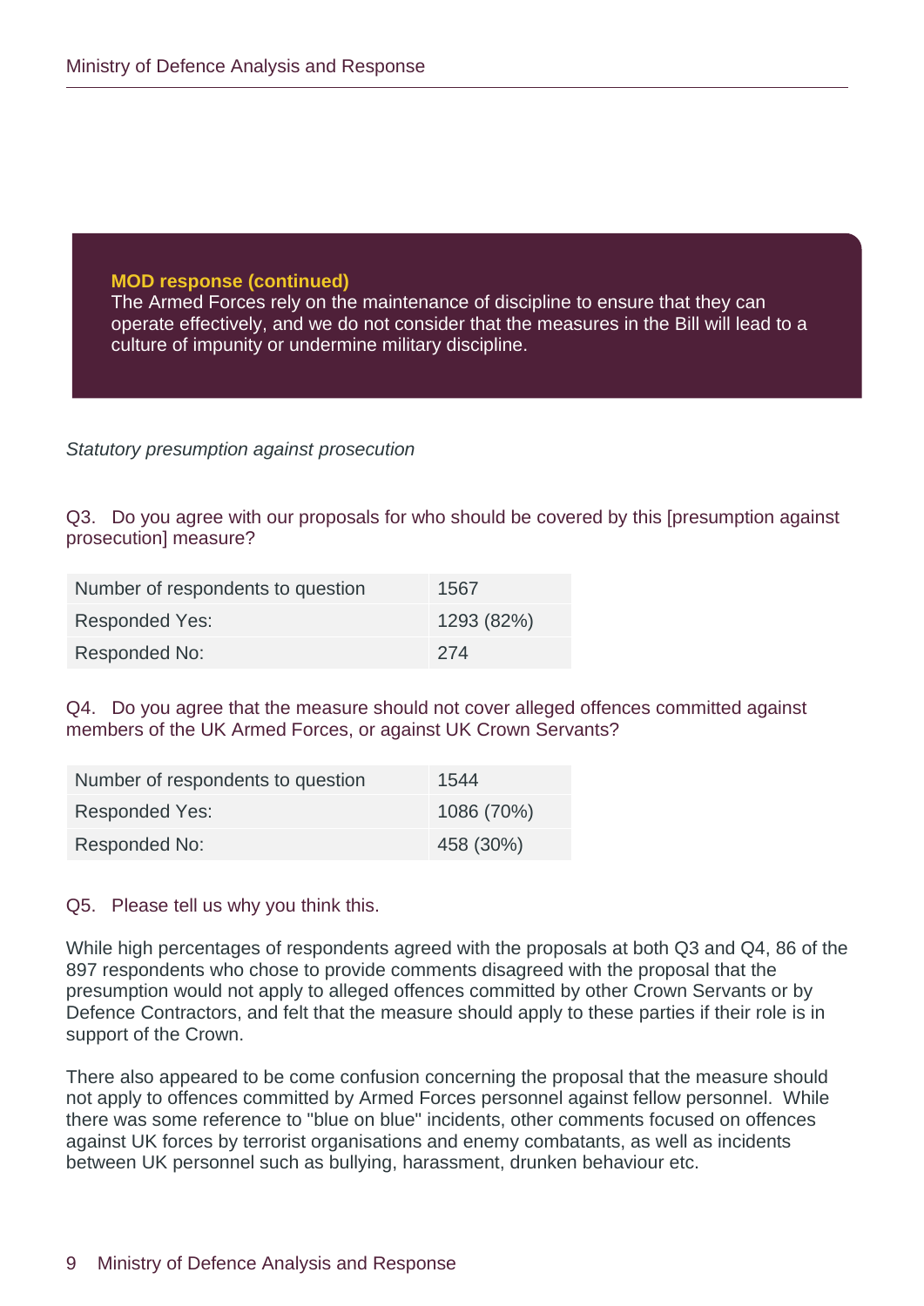**MOD response (continued)**
The Armed Forces rely on the maintenance of discipline to ensure that they can operate effectively, and we do not consider that the measures in the Bill will lead to a culture of impunity or undermine military discipline.

*Statutory presumption against prosecution*

Q3. Do you agree with our proposals for who should be covered by this [presumption against prosecution] measure?

| Number of respondents to question | 1567 |
| --- | --- |
| Responded Yes: | 1293 (82%) |
| Responded No: | 274 |

Q4. Do you agree that the measure should not cover alleged offences committed against members of the UK Armed Forces, or against UK Crown Servants?

| Number of respondents to question | 1544 |
| --- | --- |
| Responded Yes: | 1086 (70%) |
| Responded No: | 458 (30%) |

Q5. Please tell us why you think this.

While high percentages of respondents agreed with the proposals at both Q3 and Q4, 86 of the 897 respondents who chose to provide comments disagreed with the proposal that the presumption would not apply to alleged offences committed by other Crown Servants or by Defence Contractors, and felt that the measure should apply to these parties if their role is in support of the Crown.

There also appeared to be come confusion concerning the proposal that the measure should not apply to offences committed by Armed Forces personnel against fellow personnel. While there was some reference to "blue on blue" incidents, other comments focused on offences against UK forces by terrorist organisations and enemy combatants, as well as incidents between UK personnel such as bullying, harassment, drunken behaviour etc.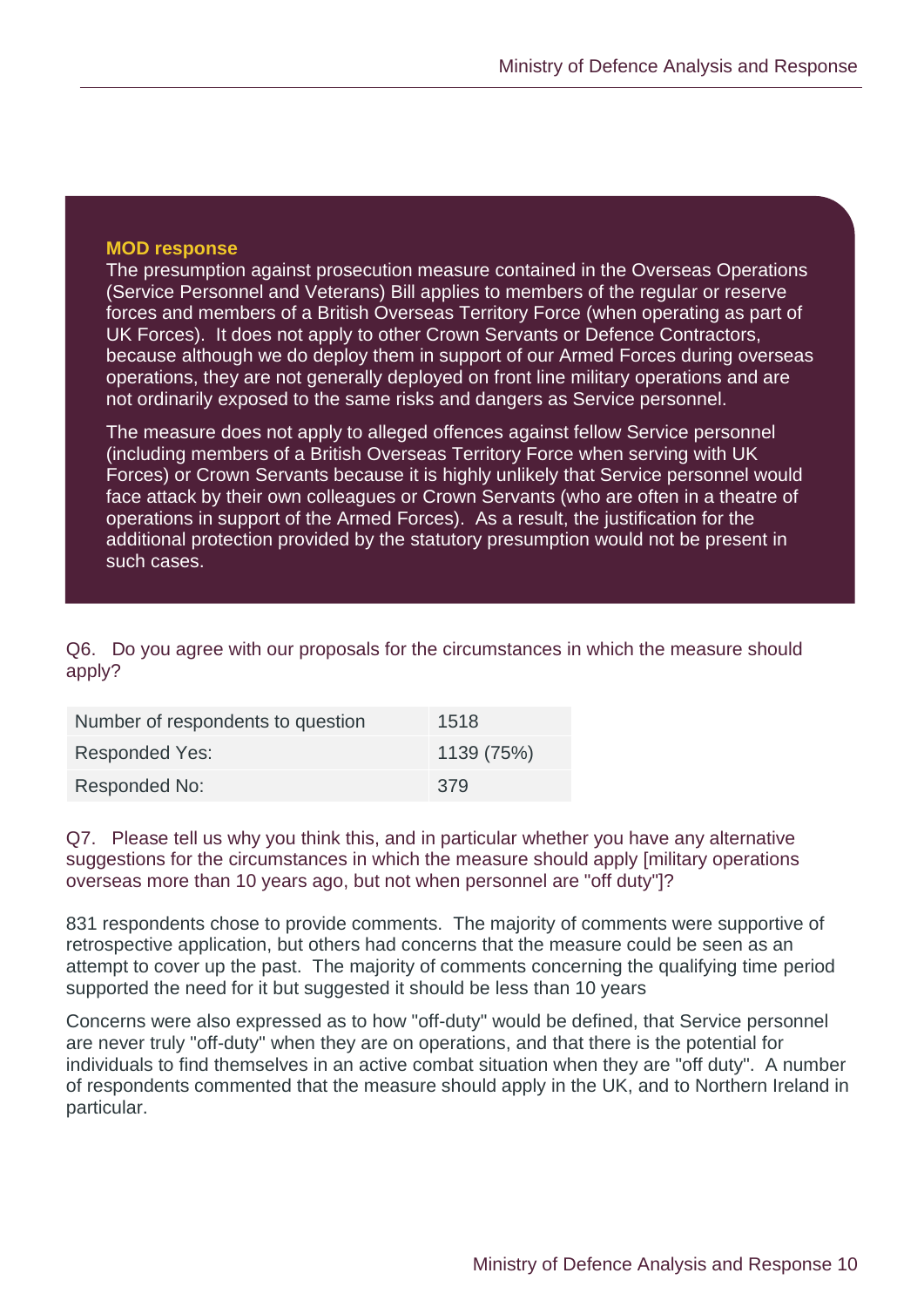**MOD response**

The presumption against prosecution measure contained in the Overseas Operations (Service Personnel and Veterans) Bill applies to members of the regular or reserve forces and members of a British Overseas Territory Force (when operating as part of UK Forces). It does not apply to other Crown Servants or Defence Contractors, because although we do deploy them in support of our Armed Forces during overseas operations, they are not generally deployed on front line military operations and are not ordinarily exposed to the same risks and dangers as Service personnel.

The measure does not apply to alleged offences against fellow Service personnel (including members of a British Overseas Territory Force when serving with UK Forces) or Crown Servants because it is highly unlikely that Service personnel would face attack by their own colleagues or Crown Servants (who are often in a theatre of operations in support of the Armed Forces). As a result, the justification for the additional protection provided by the statutory presumption would not be present in such cases.

Q6. Do you agree with our proposals for the circumstances in which the measure should apply?

| Number of respondents to question | 1518 |
|---|---|
| Responded Yes: | 1139 (75%) |
| Responded No: | 379 |

Q7. Please tell us why you think this, and in particular whether you have any alternative suggestions for the circumstances in which the measure should apply [military operations overseas more than 10 years ago, but not when personnel are "off duty"]?

831 respondents chose to provide comments. The majority of comments were supportive of retrospective application, but others had concerns that the measure could be seen as an attempt to cover up the past. The majority of comments concerning the qualifying time period supported the need for it but suggested it should be less than 10 years

Concerns were also expressed as to how "off-duty" would be defined, that Service personnel are never truly "off-duty" when they are on operations, and that there is the potential for individuals to find themselves in an active combat situation when they are "off duty". A number of respondents commented that the measure should apply in the UK, and to Northern Ireland in particular.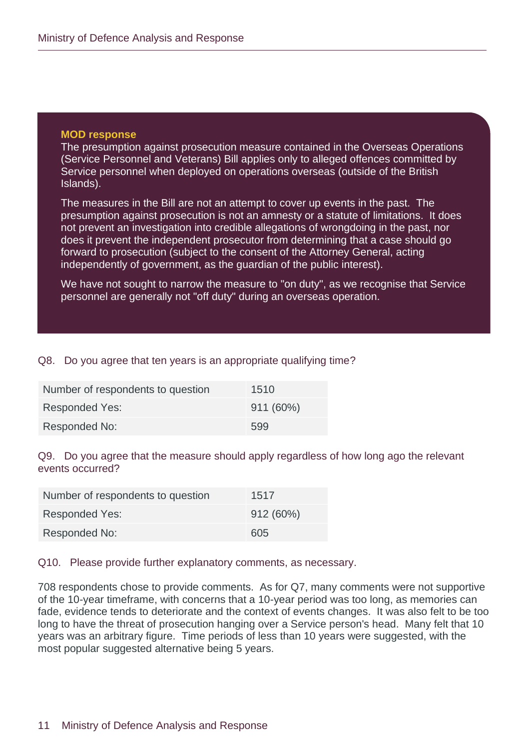**MOD response**

The presumption against prosecution measure contained in the Overseas Operations (Service Personnel and Veterans) Bill applies only to alleged offences committed by Service personnel when deployed on operations overseas (outside of the British Islands).

The measures in the Bill are not an attempt to cover up events in the past. The presumption against prosecution is not an amnesty or a statute of limitations. It does not prevent an investigation into credible allegations of wrongdoing in the past, nor does it prevent the independent prosecutor from determining that a case should go forward to prosecution (subject to the consent of the Attorney General, acting independently of government, as the guardian of the public interest).

We have not sought to narrow the measure to "on duty", as we recognise that Service personnel are generally not "off duty" during an overseas operation.

Q8. Do you agree that ten years is an appropriate qualifying time?

| Number of respondents to question | 1510 |
|---|---|
| Responded Yes: | 911 (60%) |
| Responded No: | 599 |

Q9. Do you agree that the measure should apply regardless of how long ago the relevant events occurred?

| Number of respondents to question | 1517 |
|---|---|
| Responded Yes: | 912 (60%) |
| Responded No: | 605 |

Q10. Please provide further explanatory comments, as necessary.

708 respondents chose to provide comments. As for Q7, many comments were not supportive of the 10-year timeframe, with concerns that a 10-year period was too long, as memories can fade, evidence tends to deteriorate and the context of events changes. It was also felt to be too long to have the threat of prosecution hanging over a Service person's head. Many felt that 10 years was an arbitrary figure. Time periods of less than 10 years were suggested, with the most popular suggested alternative being 5 years.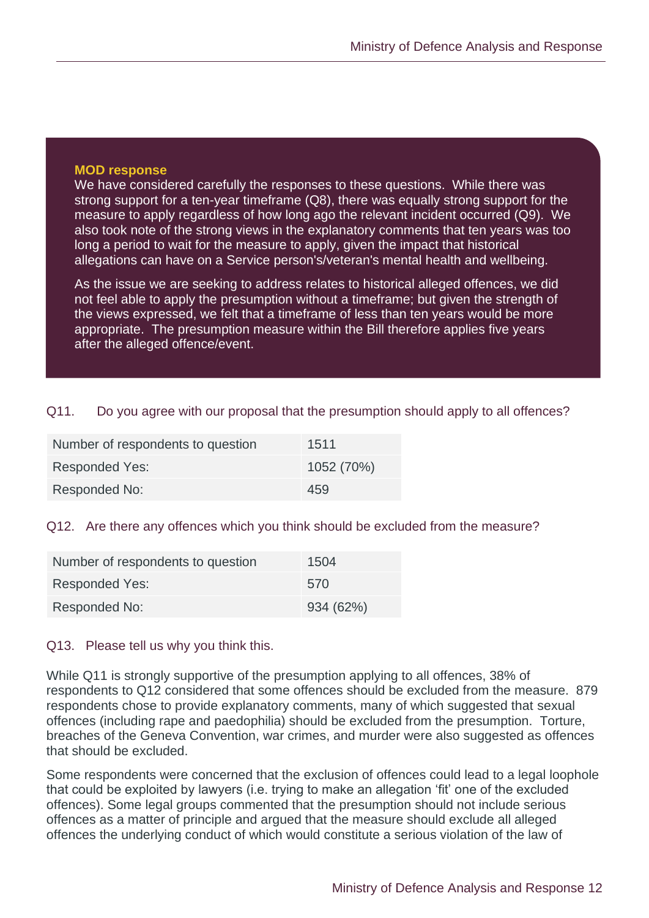**MOD response**

We have considered carefully the responses to these questions. While there was strong support for a ten-year timeframe (Q8), there was equally strong support for the measure to apply regardless of how long ago the relevant incident occurred (Q9). We also took note of the strong views in the explanatory comments that ten years was too long a period to wait for the measure to apply, given the impact that historical allegations can have on a Service person's/veteran's mental health and wellbeing.

As the issue we are seeking to address relates to historical alleged offences, we did not feel able to apply the presumption without a timeframe; but given the strength of the views expressed, we felt that a timeframe of less than ten years would be more appropriate. The presumption measure within the Bill therefore applies five years after the alleged offence/event.

Q11. Do you agree with our proposal that the presumption should apply to all offences?

| Number of respondents to question | 1511 |
|---|---|
| Responded Yes: | 1052 (70%) |
| Responded No: | 459 |

Q12. Are there any offences which you think should be excluded from the measure?

| Number of respondents to question | 1504 |
|---|---|
| Responded Yes: | 570 |
| Responded No: | 934 (62%) |

Q13. Please tell us why you think this.

While Q11 is strongly supportive of the presumption applying to all offences, 38% of respondents to Q12 considered that some offences should be excluded from the measure. 879 respondents chose to provide explanatory comments, many of which suggested that sexual offences (including rape and paedophilia) should be excluded from the presumption. Torture, breaches of the Geneva Convention, war crimes, and murder were also suggested as offences that should be excluded.

Some respondents were concerned that the exclusion of offences could lead to a legal loophole that could be exploited by lawyers (i.e. trying to make an allegation 'fit' one of the excluded offences). Some legal groups commented that the presumption should not include serious offences as a matter of principle and argued that the measure should exclude all alleged offences the underlying conduct of which would constitute a serious violation of the law of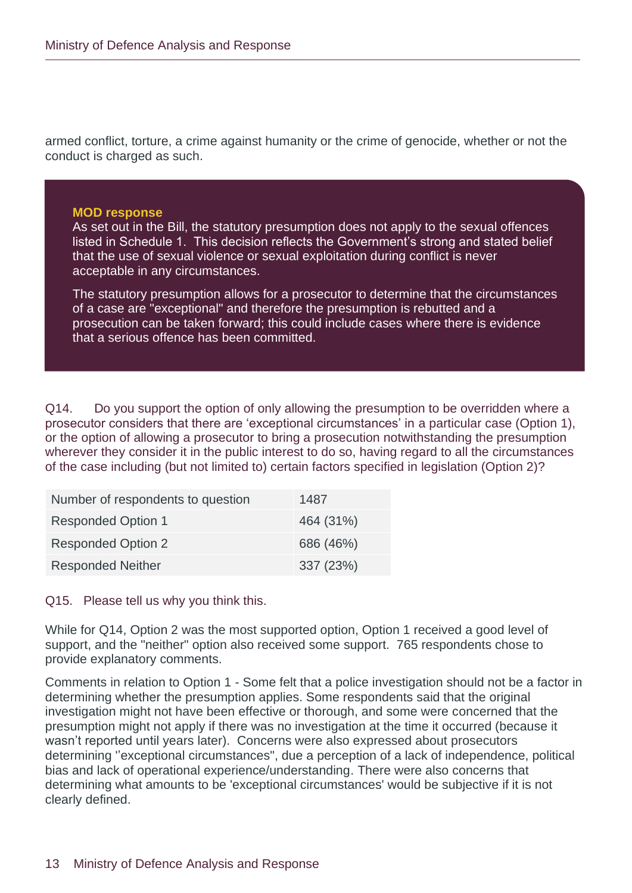armed conflict, torture, a crime against humanity or the crime of genocide, whether or not the conduct is charged as such.

> **MOD response**
>
> As set out in the Bill, the statutory presumption does not apply to the sexual offences listed in Schedule 1. This decision reflects the Government’s strong and stated belief that the use of sexual violence or sexual exploitation during conflict is never acceptable in any circumstances.
>
> The statutory presumption allows for a prosecutor to determine that the circumstances of a case are "exceptional" and therefore the presumption is rebutted and a prosecution can be taken forward; this could include cases where there is evidence that a serious offence has been committed.

Q14. Do you support the option of only allowing the presumption to be overridden where a prosecutor considers that there are ‘exceptional circumstances’ in a particular case (Option 1), or the option of allowing a prosecutor to bring a prosecution notwithstanding the presumption wherever they consider it in the public interest to do so, having regard to all the circumstances of the case including (but not limited to) certain factors specified in legislation (Option 2)?

| Number of respondents to question | 1487 |
|---|---|
| Responded Option 1 | 464 (31%) |
| Responded Option 2 | 686 (46%) |
| Responded Neither | 337 (23%) |

Q15. Please tell us why you think this.

While for Q14, Option 2 was the most supported option, Option 1 received a good level of support, and the "neither" option also received some support. 765 respondents chose to provide explanatory comments.

Comments in relation to Option 1 - Some felt that a police investigation should not be a factor in determining whether the presumption applies. Some respondents said that the original investigation might not have been effective or thorough, and some were concerned that the presumption might not apply if there was no investigation at the time it occurred (because it wasn’t reported until years later). Concerns were also expressed about prosecutors determining ''exceptional circumstances", due a perception of a lack of independence, political bias and lack of operational experience/understanding. There were also concerns that determining what amounts to be 'exceptional circumstances' would be subjective if it is not clearly defined.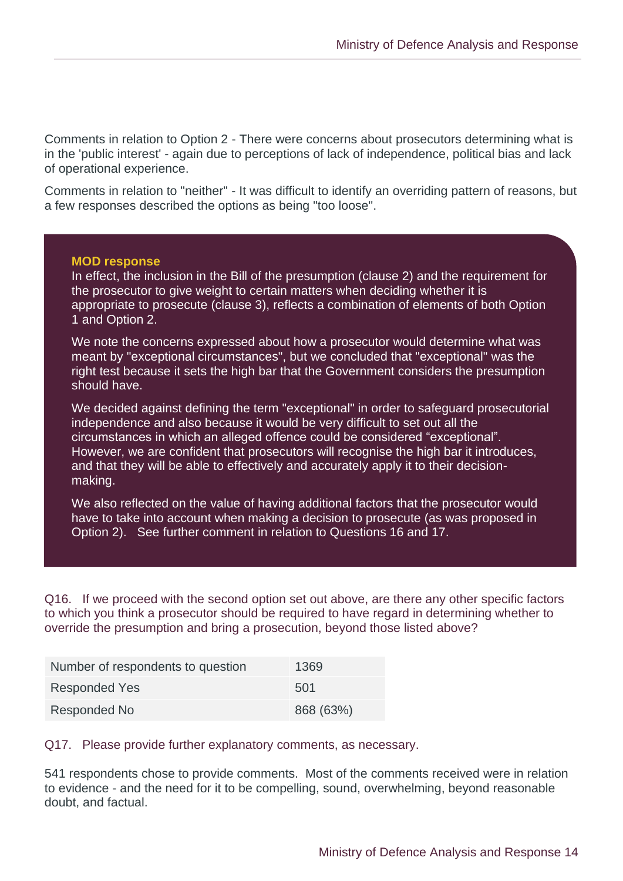Comments in relation to Option 2 - There were concerns about prosecutors determining what is in the 'public interest' - again due to perceptions of lack of independence, political bias and lack of operational experience.

Comments in relation to "neither" - It was difficult to identify an overriding pattern of reasons, but a few responses described the options as being "too loose".

**MOD response**

In effect, the inclusion in the Bill of the presumption (clause 2) and the requirement for the prosecutor to give weight to certain matters when deciding whether it is appropriate to prosecute (clause 3), reflects a combination of elements of both Option 1 and Option 2.

We note the concerns expressed about how a prosecutor would determine what was meant by "exceptional circumstances", but we concluded that "exceptional" was the right test because it sets the high bar that the Government considers the presumption should have.

We decided against defining the term "exceptional" in order to safeguard prosecutorial independence and also because it would be very difficult to set out all the circumstances in which an alleged offence could be considered “exceptional”. However, we are confident that prosecutors will recognise the high bar it introduces, and that they will be able to effectively and accurately apply it to their decision-making.

We also reflected on the value of having additional factors that the prosecutor would have to take into account when making a decision to prosecute (as was proposed in Option 2). See further comment in relation to Questions 16 and 17.

Q16. If we proceed with the second option set out above, are there any other specific factors to which you think a prosecutor should be required to have regard in determining whether to override the presumption and bring a prosecution, beyond those listed above?

| | |
|---|---|
| Number of respondents to question | 1369 |
| Responded Yes | 501 |
| Responded No | 868 (63%) |

Q17. Please provide further explanatory comments, as necessary.

541 respondents chose to provide comments. Most of the comments received were in relation to evidence - and the need for it to be compelling, sound, overwhelming, beyond reasonable doubt, and factual.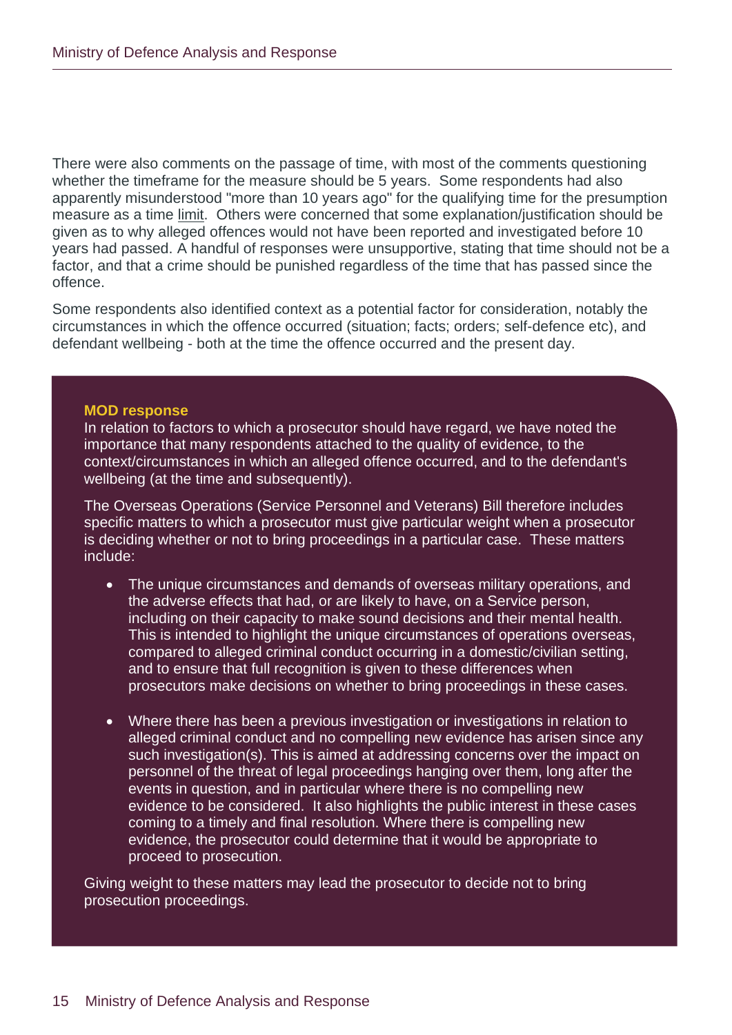There were also comments on the passage of time, with most of the comments questioning whether the timeframe for the measure should be 5 years. Some respondents had also apparently misunderstood "more than 10 years ago" for the qualifying time for the presumption measure as a time limit. Others were concerned that some explanation/justification should be given as to why alleged offences would not have been reported and investigated before 10 years had passed. A handful of responses were unsupportive, stating that time should not be a factor, and that a crime should be punished regardless of the time that has passed since the offence.

Some respondents also identified context as a potential factor for consideration, notably the circumstances in which the offence occurred (situation; facts; orders; self-defence etc), and defendant wellbeing - both at the time the offence occurred and the present day.

**MOD response**

In relation to factors to which a prosecutor should have regard, we have noted the importance that many respondents attached to the quality of evidence, to the context/circumstances in which an alleged offence occurred, and to the defendant's wellbeing (at the time and subsequently).

The Overseas Operations (Service Personnel and Veterans) Bill therefore includes specific matters to which a prosecutor must give particular weight when a prosecutor is deciding whether or not to bring proceedings in a particular case. These matters include:

- The unique circumstances and demands of overseas military operations, and the adverse effects that had, or are likely to have, on a Service person, including on their capacity to make sound decisions and their mental health. This is intended to highlight the unique circumstances of operations overseas, compared to alleged criminal conduct occurring in a domestic/civilian setting, and to ensure that full recognition is given to these differences when prosecutors make decisions on whether to bring proceedings in these cases.

- Where there has been a previous investigation or investigations in relation to alleged criminal conduct and no compelling new evidence has arisen since any such investigation(s). This is aimed at addressing concerns over the impact on personnel of the threat of legal proceedings hanging over them, long after the events in question, and in particular where there is no compelling new evidence to be considered. It also highlights the public interest in these cases coming to a timely and final resolution. Where there is compelling new evidence, the prosecutor could determine that it would be appropriate to proceed to prosecution.

Giving weight to these matters may lead the prosecutor to decide not to bring prosecution proceedings.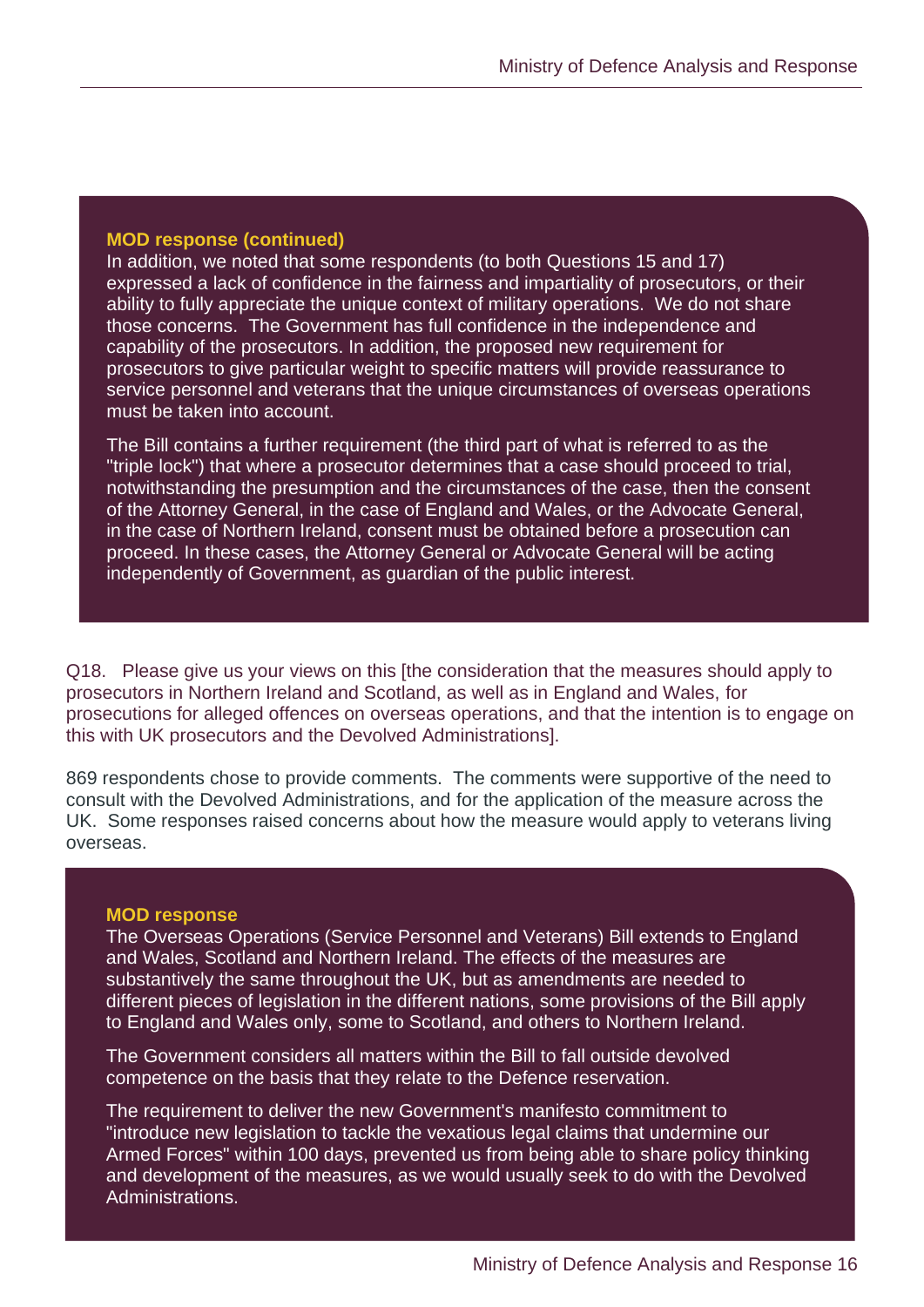**MOD response (continued)**

In addition, we noted that some respondents (to both Questions 15 and 17) expressed a lack of confidence in the fairness and impartiality of prosecutors, or their ability to fully appreciate the unique context of military operations. We do not share those concerns. The Government has full confidence in the independence and capability of the prosecutors. In addition, the proposed new requirement for prosecutors to give particular weight to specific matters will provide reassurance to service personnel and veterans that the unique circumstances of overseas operations must be taken into account.

The Bill contains a further requirement (the third part of what is referred to as the "triple lock") that where a prosecutor determines that a case should proceed to trial, notwithstanding the presumption and the circumstances of the case, then the consent of the Attorney General, in the case of England and Wales, or the Advocate General, in the case of Northern Ireland, consent must be obtained before a prosecution can proceed. In these cases, the Attorney General or Advocate General will be acting independently of Government, as guardian of the public interest.

Q18. Please give us your views on this [the consideration that the measures should apply to prosecutors in Northern Ireland and Scotland, as well as in England and Wales, for prosecutions for alleged offences on overseas operations, and that the intention is to engage on this with UK prosecutors and the Devolved Administrations].

869 respondents chose to provide comments. The comments were supportive of the need to consult with the Devolved Administrations, and for the application of the measure across the UK. Some responses raised concerns about how the measure would apply to veterans living overseas.

**MOD response**

The Overseas Operations (Service Personnel and Veterans) Bill extends to England and Wales, Scotland and Northern Ireland. The effects of the measures are substantively the same throughout the UK, but as amendments are needed to different pieces of legislation in the different nations, some provisions of the Bill apply to England and Wales only, some to Scotland, and others to Northern Ireland.

The Government considers all matters within the Bill to fall outside devolved competence on the basis that they relate to the Defence reservation.

The requirement to deliver the new Government's manifesto commitment to "introduce new legislation to tackle the vexatious legal claims that undermine our Armed Forces" within 100 days, prevented us from being able to share policy thinking and development of the measures, as we would usually seek to do with the Devolved Administrations.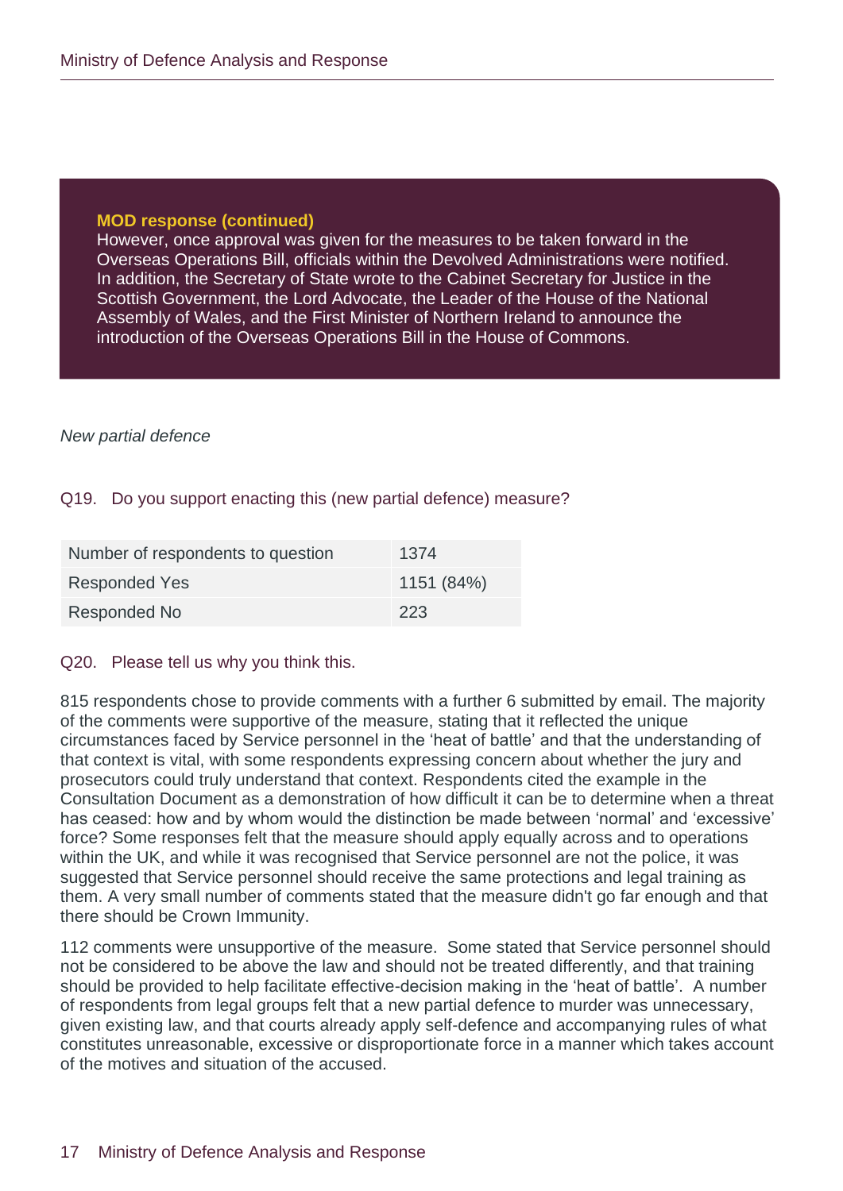**MOD response (continued)**

However, once approval was given for the measures to be taken forward in the Overseas Operations Bill, officials within the Devolved Administrations were notified. In addition, the Secretary of State wrote to the Cabinet Secretary for Justice in the Scottish Government, the Lord Advocate, the Leader of the House of the National Assembly of Wales, and the First Minister of Northern Ireland to announce the introduction of the Overseas Operations Bill in the House of Commons.

*New partial defence*

Q19. Do you support enacting this (new partial defence) measure?

| Number of respondents to question | 1374 |
|---|---|
| Responded Yes | 1151 (84%) |
| Responded No | 223 |

Q20. Please tell us why you think this.

815 respondents chose to provide comments with a further 6 submitted by email. The majority of the comments were supportive of the measure, stating that it reflected the unique circumstances faced by Service personnel in the 'heat of battle' and that the understanding of that context is vital, with some respondents expressing concern about whether the jury and prosecutors could truly understand that context. Respondents cited the example in the Consultation Document as a demonstration of how difficult it can be to determine when a threat has ceased: how and by whom would the distinction be made between 'normal' and 'excessive' force? Some responses felt that the measure should apply equally across and to operations within the UK, and while it was recognised that Service personnel are not the police, it was suggested that Service personnel should receive the same protections and legal training as them. A very small number of comments stated that the measure didn't go far enough and that there should be Crown Immunity.

112 comments were unsupportive of the measure. Some stated that Service personnel should not be considered to be above the law and should not be treated differently, and that training should be provided to help facilitate effective-decision making in the 'heat of battle'. A number of respondents from legal groups felt that a new partial defence to murder was unnecessary, given existing law, and that courts already apply self-defence and accompanying rules of what constitutes unreasonable, excessive or disproportionate force in a manner which takes account of the motives and situation of the accused.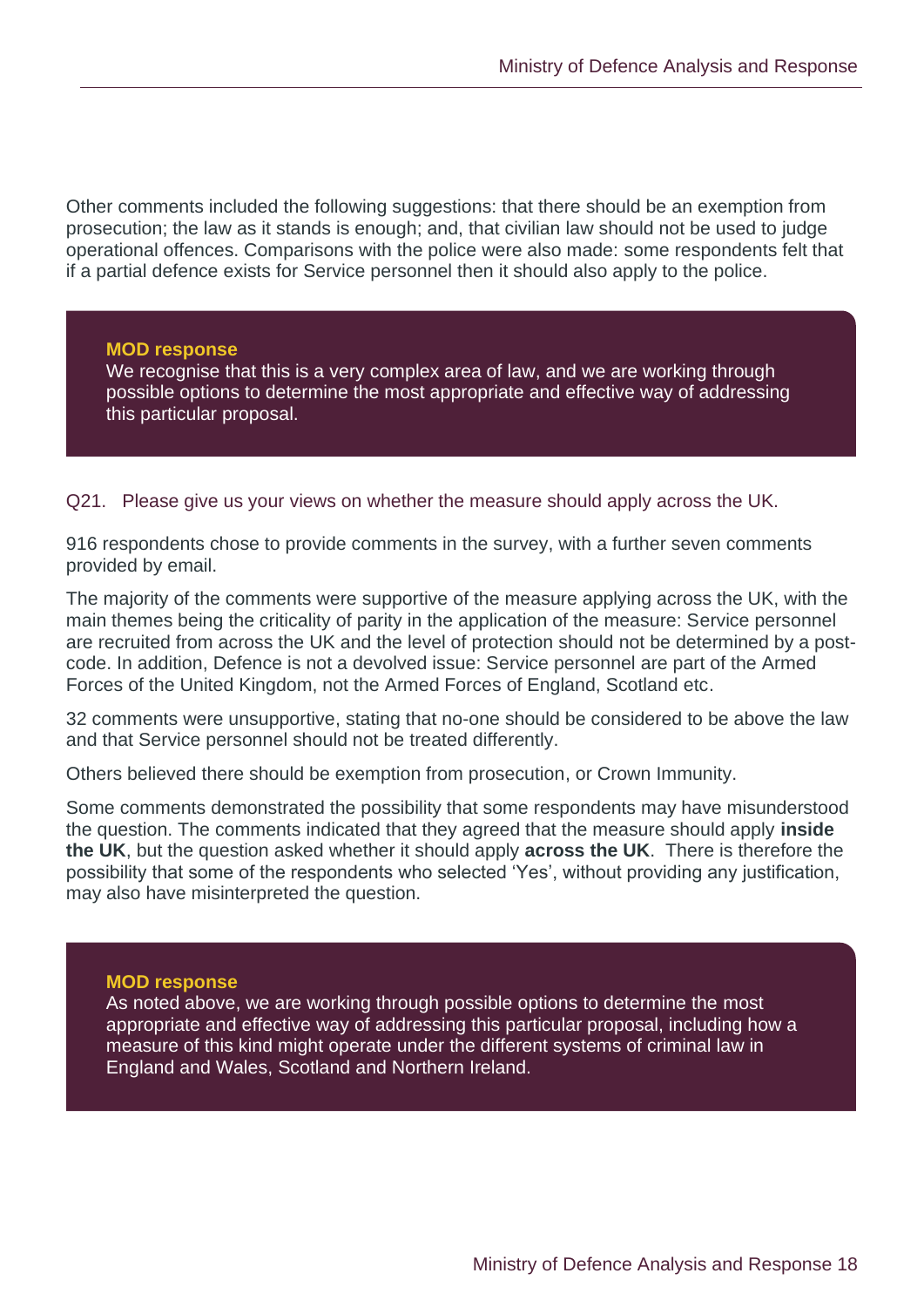Other comments included the following suggestions: that there should be an exemption from prosecution; the law as it stands is enough; and, that civilian law should not be used to judge operational offences. Comparisons with the police were also made: some respondents felt that if a partial defence exists for Service personnel then it should also apply to the police.

> **MOD response**
> We recognise that this is a very complex area of law, and we are working through possible options to determine the most appropriate and effective way of addressing this particular proposal.

Q21. Please give us your views on whether the measure should apply across the UK.

916 respondents chose to provide comments in the survey, with a further seven comments provided by email.

The majority of the comments were supportive of the measure applying across the UK, with the main themes being the criticality of parity in the application of the measure: Service personnel are recruited from across the UK and the level of protection should not be determined by a post-code. In addition, Defence is not a devolved issue: Service personnel are part of the Armed Forces of the United Kingdom, not the Armed Forces of England, Scotland etc.

32 comments were unsupportive, stating that no-one should be considered to be above the law and that Service personnel should not be treated differently.

Others believed there should be exemption from prosecution, or Crown Immunity.

Some comments demonstrated the possibility that some respondents may have misunderstood the question. The comments indicated that they agreed that the measure should apply **inside the UK**, but the question asked whether it should apply **across the UK**. There is therefore the possibility that some of the respondents who selected 'Yes', without providing any justification, may also have misinterpreted the question.

> **MOD response**
> As noted above, we are working through possible options to determine the most appropriate and effective way of addressing this particular proposal, including how a measure of this kind might operate under the different systems of criminal law in England and Wales, Scotland and Northern Ireland.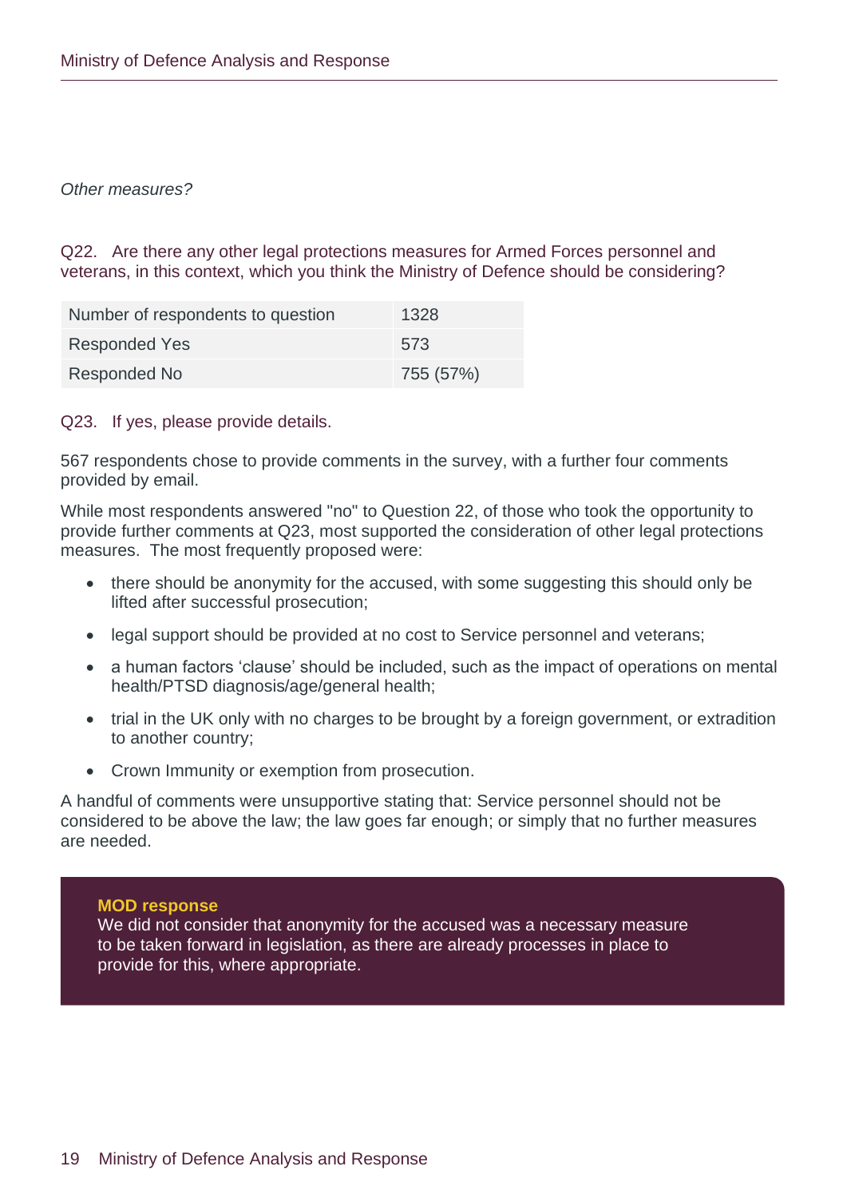*Other measures?*

Q22. Are there any other legal protections measures for Armed Forces personnel and veterans, in this context, which you think the Ministry of Defence should be considering?

| Number of respondents to question | 1328 |
| --- | --- |
| Responded Yes | 573 |
| Responded No | 755 (57%) |

Q23. If yes, please provide details.

567 respondents chose to provide comments in the survey, with a further four comments provided by email.

While most respondents answered "no" to Question 22, of those who took the opportunity to provide further comments at Q23, most supported the consideration of other legal protections measures. The most frequently proposed were:

- there should be anonymity for the accused, with some suggesting this should only be lifted after successful prosecution;
- legal support should be provided at no cost to Service personnel and veterans;
- a human factors 'clause' should be included, such as the impact of operations on mental health/PTSD diagnosis/age/general health;
- trial in the UK only with no charges to be brought by a foreign government, or extradition to another country;
- Crown Immunity or exemption from prosecution.

A handful of comments were unsupportive stating that: Service personnel should not be considered to be above the law; the law goes far enough; or simply that no further measures are needed.

**MOD response**

We did not consider that anonymity for the accused was a necessary measure to be taken forward in legislation, as there are already processes in place to provide for this, where appropriate.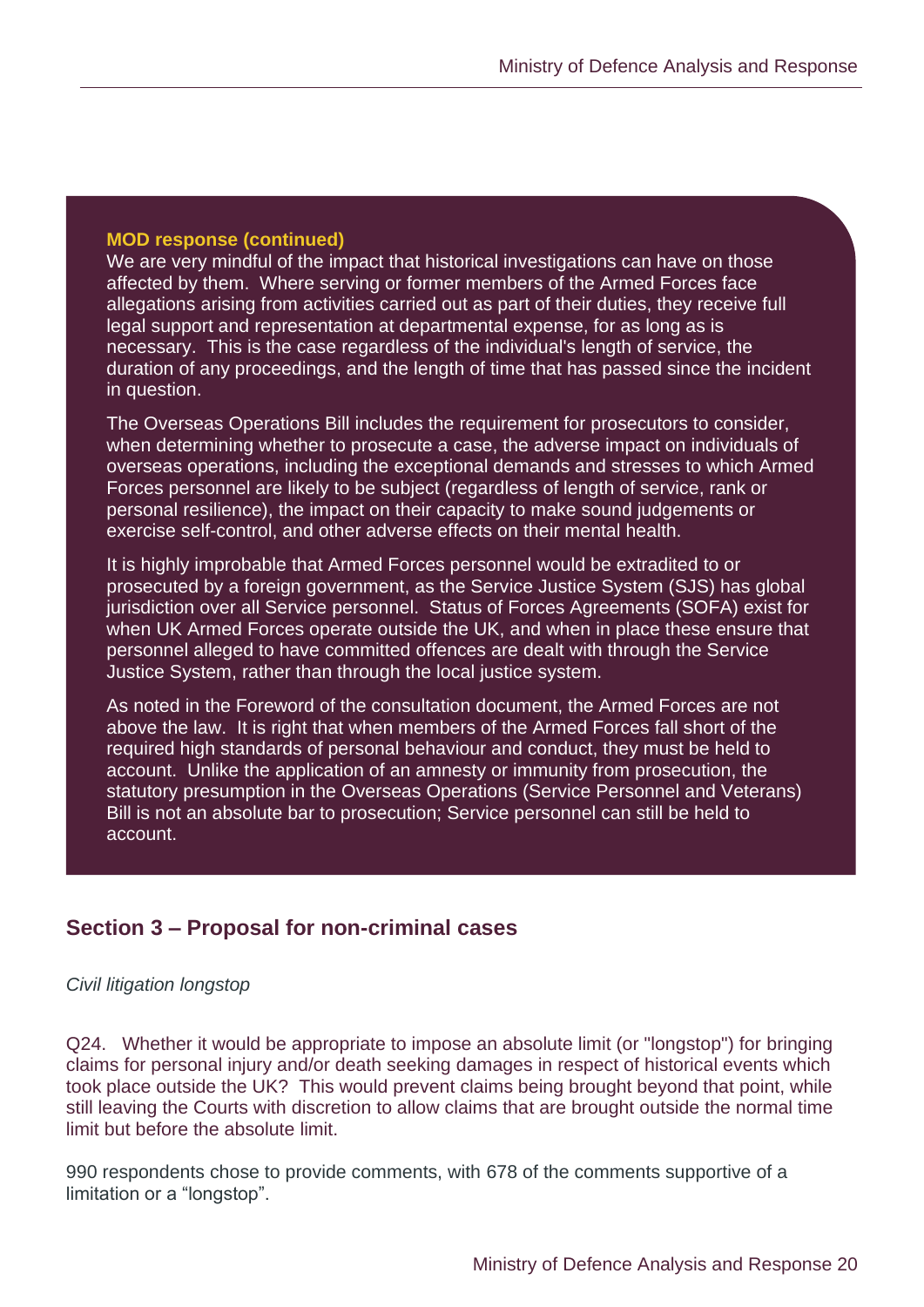**MOD response (continued)**

We are very mindful of the impact that historical investigations can have on those affected by them. Where serving or former members of the Armed Forces face allegations arising from activities carried out as part of their duties, they receive full legal support and representation at departmental expense, for as long as is necessary. This is the case regardless of the individual's length of service, the duration of any proceedings, and the length of time that has passed since the incident in question.

The Overseas Operations Bill includes the requirement for prosecutors to consider, when determining whether to prosecute a case, the adverse impact on individuals of overseas operations, including the exceptional demands and stresses to which Armed Forces personnel are likely to be subject (regardless of length of service, rank or personal resilience), the impact on their capacity to make sound judgements or exercise self-control, and other adverse effects on their mental health.

It is highly improbable that Armed Forces personnel would be extradited to or prosecuted by a foreign government, as the Service Justice System (SJS) has global jurisdiction over all Service personnel. Status of Forces Agreements (SOFA) exist for when UK Armed Forces operate outside the UK, and when in place these ensure that personnel alleged to have committed offences are dealt with through the Service Justice System, rather than through the local justice system.

As noted in the Foreword of the consultation document, the Armed Forces are not above the law. It is right that when members of the Armed Forces fall short of the required high standards of personal behaviour and conduct, they must be held to account. Unlike the application of an amnesty or immunity from prosecution, the statutory presumption in the Overseas Operations (Service Personnel and Veterans) Bill is not an absolute bar to prosecution; Service personnel can still be held to account.

## Section 3 – Proposal for non-criminal cases

*Civil litigation longstop*

Q24. Whether it would be appropriate to impose an absolute limit (or "longstop") for bringing claims for personal injury and/or death seeking damages in respect of historical events which took place outside the UK? This would prevent claims being brought beyond that point, while still leaving the Courts with discretion to allow claims that are brought outside the normal time limit but before the absolute limit.

990 respondents chose to provide comments, with 678 of the comments supportive of a limitation or a "longstop".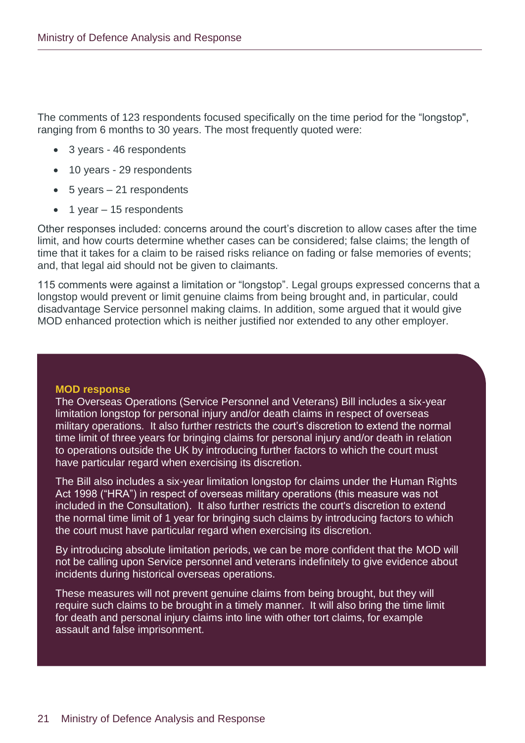The comments of 123 respondents focused specifically on the time period for the "longstop", ranging from 6 months to 30 years. The most frequently quoted were:

- 3 years - 46 respondents
- 10 years - 29 respondents
- 5 years – 21 respondents
- 1 year – 15 respondents

Other responses included: concerns around the court's discretion to allow cases after the time limit, and how courts determine whether cases can be considered; false claims; the length of time that it takes for a claim to be raised risks reliance on fading or false memories of events; and, that legal aid should not be given to claimants.

115 comments were against a limitation or "longstop". Legal groups expressed concerns that a longstop would prevent or limit genuine claims from being brought and, in particular, could disadvantage Service personnel making claims. In addition, some argued that it would give MOD enhanced protection which is neither justified nor extended to any other employer.

**MOD response**

The Overseas Operations (Service Personnel and Veterans) Bill includes a six-year limitation longstop for personal injury and/or death claims in respect of overseas military operations. It also further restricts the court's discretion to extend the normal time limit of three years for bringing claims for personal injury and/or death in relation to operations outside the UK by introducing further factors to which the court must have particular regard when exercising its discretion.

The Bill also includes a six-year limitation longstop for claims under the Human Rights Act 1998 ("HRA") in respect of overseas military operations (this measure was not included in the Consultation). It also further restricts the court's discretion to extend the normal time limit of 1 year for bringing such claims by introducing factors to which the court must have particular regard when exercising its discretion.

By introducing absolute limitation periods, we can be more confident that the MOD will not be calling upon Service personnel and veterans indefinitely to give evidence about incidents during historical overseas operations.

These measures will not prevent genuine claims from being brought, but they will require such claims to be brought in a timely manner. It will also bring the time limit for death and personal injury claims into line with other tort claims, for example assault and false imprisonment.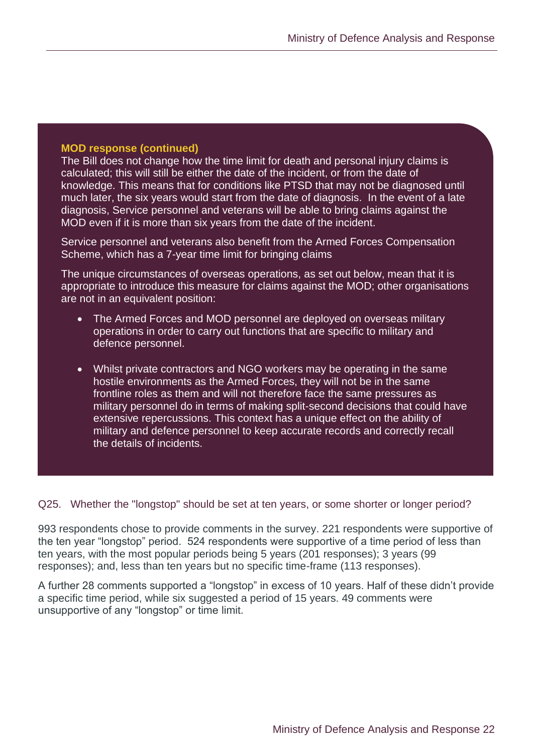**MOD response (continued)**

The Bill does not change how the time limit for death and personal injury claims is calculated; this will still be either the date of the incident, or from the date of knowledge. This means that for conditions like PTSD that may not be diagnosed until much later, the six years would start from the date of diagnosis. In the event of a late diagnosis, Service personnel and veterans will be able to bring claims against the MOD even if it is more than six years from the date of the incident.

Service personnel and veterans also benefit from the Armed Forces Compensation Scheme, which has a 7-year time limit for bringing claims

The unique circumstances of overseas operations, as set out below, mean that it is appropriate to introduce this measure for claims against the MOD; other organisations are not in an equivalent position:

- The Armed Forces and MOD personnel are deployed on overseas military operations in order to carry out functions that are specific to military and defence personnel.
- Whilst private contractors and NGO workers may be operating in the same hostile environments as the Armed Forces, they will not be in the same frontline roles as them and will not therefore face the same pressures as military personnel do in terms of making split-second decisions that could have extensive repercussions. This context has a unique effect on the ability of military and defence personnel to keep accurate records and correctly recall the details of incidents.

Q25. Whether the "longstop" should be set at ten years, or some shorter or longer period?

993 respondents chose to provide comments in the survey. 221 respondents were supportive of the ten year "longstop" period. 524 respondents were supportive of a time period of less than ten years, with the most popular periods being 5 years (201 responses); 3 years (99 responses); and, less than ten years but no specific time-frame (113 responses).

A further 28 comments supported a "longstop" in excess of 10 years. Half of these didn't provide a specific time period, while six suggested a period of 15 years. 49 comments were unsupportive of any "longstop" or time limit.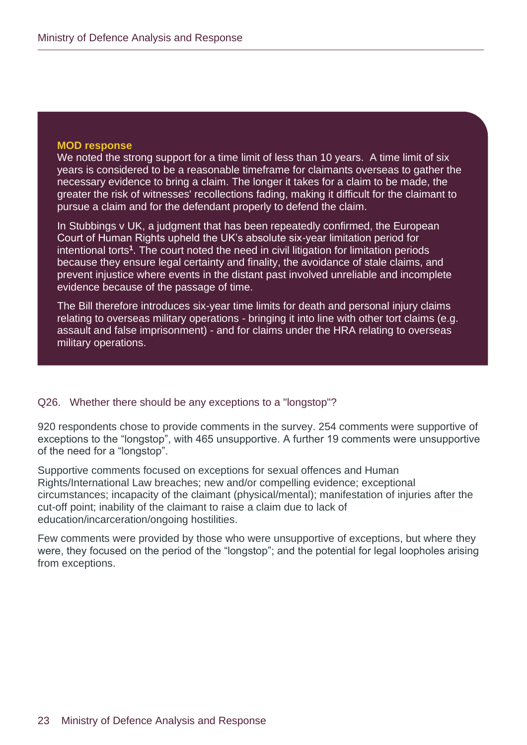**MOD response**

We noted the strong support for a time limit of less than 10 years. A time limit of six years is considered to be a reasonable timeframe for claimants overseas to gather the necessary evidence to bring a claim. The longer it takes for a claim to be made, the greater the risk of witnesses' recollections fading, making it difficult for the claimant to pursue a claim and for the defendant properly to defend the claim.

In Stubbings v UK, a judgment that has been repeatedly confirmed, the European Court of Human Rights upheld the UK's absolute six-year limitation period for intentional torts[1]. The court noted the need in civil litigation for limitation periods because they ensure legal certainty and finality, the avoidance of stale claims, and prevent injustice where events in the distant past involved unreliable and incomplete evidence because of the passage of time.

The Bill therefore introduces six-year time limits for death and personal injury claims relating to overseas military operations - bringing it into line with other tort claims (e.g. assault and false imprisonment) - and for claims under the HRA relating to overseas military operations.

### Q26. Whether there should be any exceptions to a "longstop"?

920 respondents chose to provide comments in the survey. 254 comments were supportive of exceptions to the "longstop", with 465 unsupportive. A further 19 comments were unsupportive of the need for a "longstop".

Supportive comments focused on exceptions for sexual offences and Human Rights/International Law breaches; new and/or compelling evidence; exceptional circumstances; incapacity of the claimant (physical/mental); manifestation of injuries after the cut-off point; inability of the claimant to raise a claim due to lack of education/incarceration/ongoing hostilities.

Few comments were provided by those who were unsupportive of exceptions, but where they were, they focused on the period of the "longstop"; and the potential for legal loopholes arising from exceptions.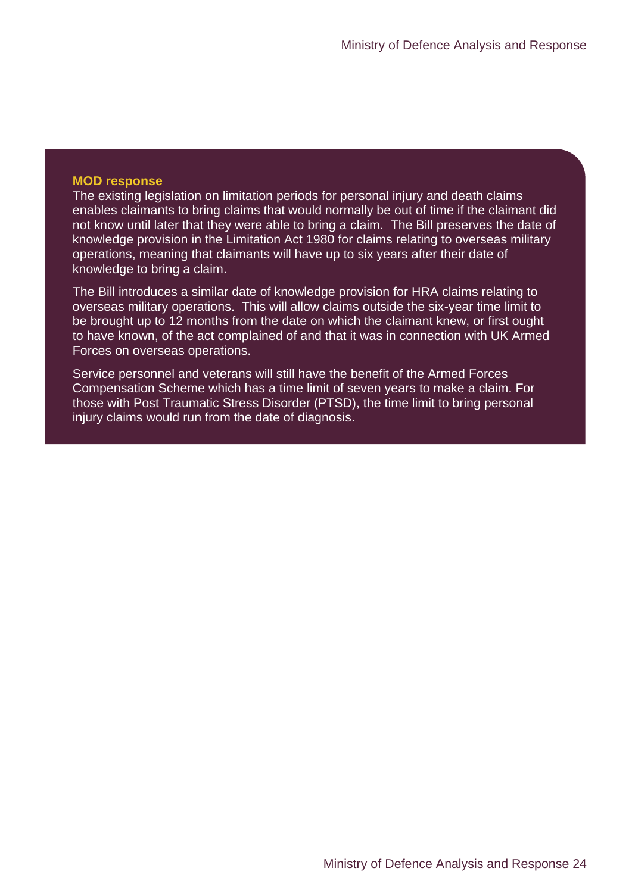**MOD response**

The existing legislation on limitation periods for personal injury and death claims enables claimants to bring claims that would normally be out of time if the claimant did not know until later that they were able to bring a claim. The Bill preserves the date of knowledge provision in the Limitation Act 1980 for claims relating to overseas military operations, meaning that claimants will have up to six years after their date of knowledge to bring a claim.

The Bill introduces a similar date of knowledge provision for HRA claims relating to overseas military operations. This will allow claims outside the six-year time limit to be brought up to 12 months from the date on which the claimant knew, or first ought to have known, of the act complained of and that it was in connection with UK Armed Forces on overseas operations.

Service personnel and veterans will still have the benefit of the Armed Forces Compensation Scheme which has a time limit of seven years to make a claim. For those with Post Traumatic Stress Disorder (PTSD), the time limit to bring personal injury claims would run from the date of diagnosis.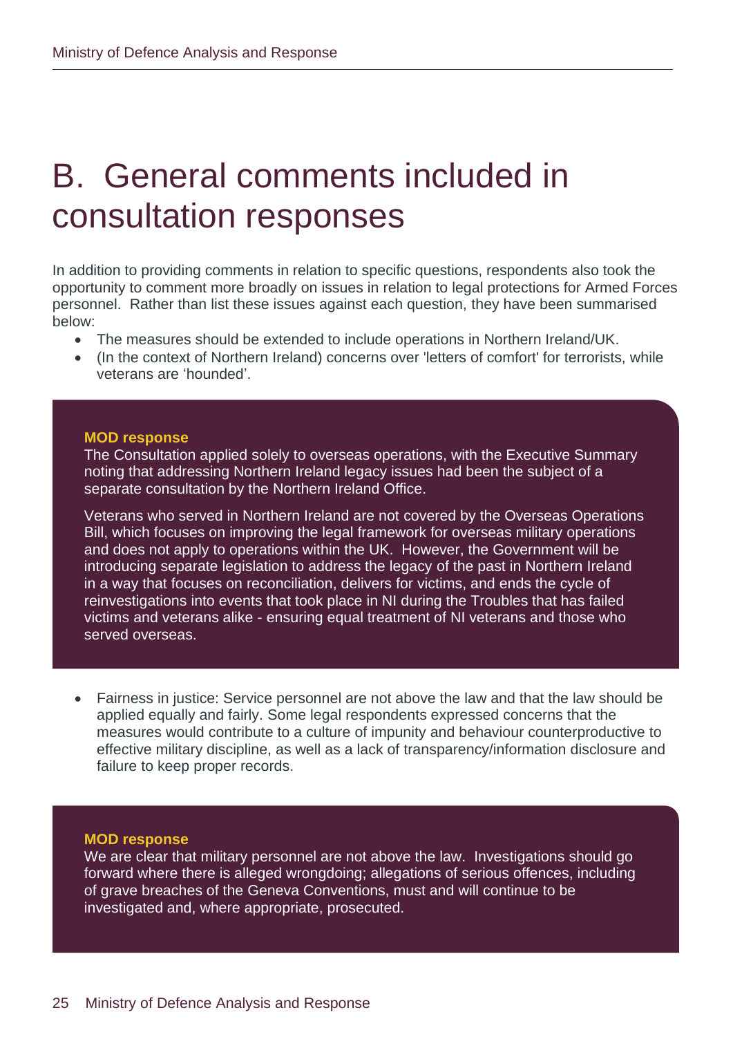# B. General comments included in consultation responses

In addition to providing comments in relation to specific questions, respondents also took the opportunity to comment more broadly on issues in relation to legal protections for Armed Forces personnel. Rather than list these issues against each question, they have been summarised below:

- The measures should be extended to include operations in Northern Ireland/UK.
- (In the context of Northern Ireland) concerns over 'letters of comfort' for terrorists, while veterans are 'hounded'.

**MOD response**

The Consultation applied solely to overseas operations, with the Executive Summary noting that addressing Northern Ireland legacy issues had been the subject of a separate consultation by the Northern Ireland Office.

Veterans who served in Northern Ireland are not covered by the Overseas Operations Bill, which focuses on improving the legal framework for overseas military operations and does not apply to operations within the UK. However, the Government will be introducing separate legislation to address the legacy of the past in Northern Ireland in a way that focuses on reconciliation, delivers for victims, and ends the cycle of reinvestigations into events that took place in NI during the Troubles that has failed victims and veterans alike - ensuring equal treatment of NI veterans and those who served overseas.

- Fairness in justice: Service personnel are not above the law and that the law should be applied equally and fairly. Some legal respondents expressed concerns that the measures would contribute to a culture of impunity and behaviour counterproductive to effective military discipline, as well as a lack of transparency/information disclosure and failure to keep proper records.

**MOD response**

We are clear that military personnel are not above the law. Investigations should go forward where there is alleged wrongdoing; allegations of serious offences, including of grave breaches of the Geneva Conventions, must and will continue to be investigated and, where appropriate, prosecuted.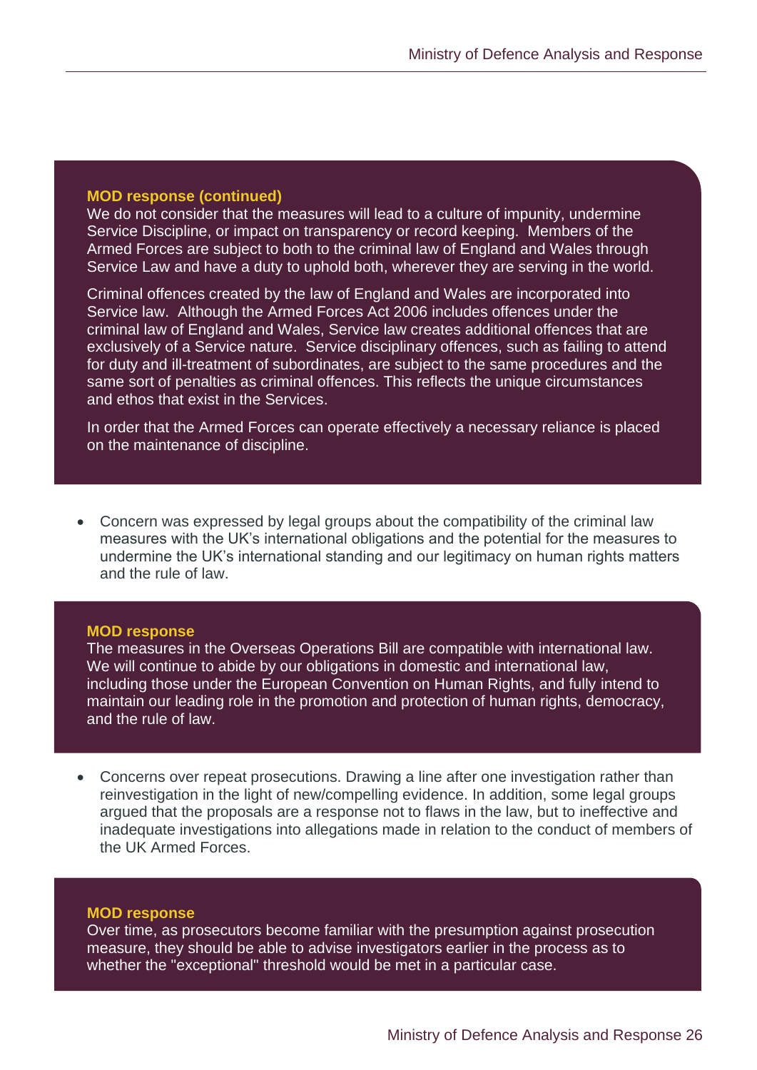**MOD response (continued)**

We do not consider that the measures will lead to a culture of impunity, undermine Service Discipline, or impact on transparency or record keeping. Members of the Armed Forces are subject to both to the criminal law of England and Wales through Service Law and have a duty to uphold both, wherever they are serving in the world.

Criminal offences created by the law of England and Wales are incorporated into Service law. Although the Armed Forces Act 2006 includes offences under the criminal law of England and Wales, Service law creates additional offences that are exclusively of a Service nature. Service disciplinary offences, such as failing to attend for duty and ill-treatment of subordinates, are subject to the same procedures and the same sort of penalties as criminal offences. This reflects the unique circumstances and ethos that exist in the Services.

In order that the Armed Forces can operate effectively a necessary reliance is placed on the maintenance of discipline.

- Concern was expressed by legal groups about the compatibility of the criminal law measures with the UK's international obligations and the potential for the measures to undermine the UK's international standing and our legitimacy on human rights matters and the rule of law.

**MOD response**

The measures in the Overseas Operations Bill are compatible with international law. We will continue to abide by our obligations in domestic and international law, including those under the European Convention on Human Rights, and fully intend to maintain our leading role in the promotion and protection of human rights, democracy, and the rule of law.

- Concerns over repeat prosecutions. Drawing a line after one investigation rather than reinvestigation in the light of new/compelling evidence. In addition, some legal groups argued that the proposals are a response not to flaws in the law, but to ineffective and inadequate investigations into allegations made in relation to the conduct of members of the UK Armed Forces.

**MOD response**

Over time, as prosecutors become familiar with the presumption against prosecution measure, they should be able to advise investigators earlier in the process as to whether the "exceptional" threshold would be met in a particular case.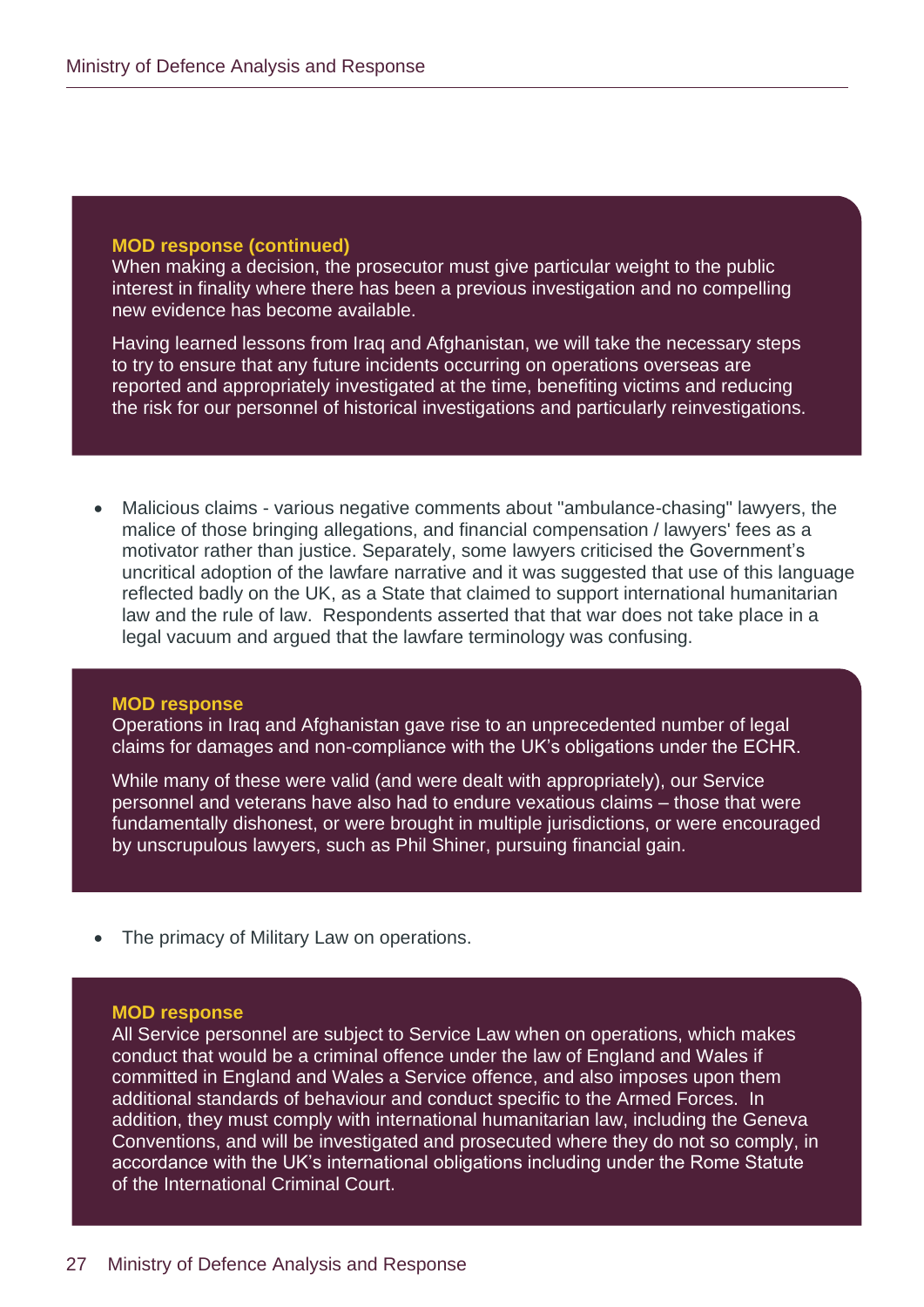**MOD response (continued)**

When making a decision, the prosecutor must give particular weight to the public interest in finality where there has been a previous investigation and no compelling new evidence has become available.

Having learned lessons from Iraq and Afghanistan, we will take the necessary steps to try to ensure that any future incidents occurring on operations overseas are reported and appropriately investigated at the time, benefiting victims and reducing the risk for our personnel of historical investigations and particularly reinvestigations.

- Malicious claims - various negative comments about "ambulance-chasing" lawyers, the malice of those bringing allegations, and financial compensation / lawyers' fees as a motivator rather than justice. Separately, some lawyers criticised the Government's uncritical adoption of the lawfare narrative and it was suggested that use of this language reflected badly on the UK, as a State that claimed to support international humanitarian law and the rule of law. Respondents asserted that that war does not take place in a legal vacuum and argued that the lawfare terminology was confusing.

**MOD response**

Operations in Iraq and Afghanistan gave rise to an unprecedented number of legal claims for damages and non-compliance with the UK's obligations under the ECHR.

While many of these were valid (and were dealt with appropriately), our Service personnel and veterans have also had to endure vexatious claims – those that were fundamentally dishonest, or were brought in multiple jurisdictions, or were encouraged by unscrupulous lawyers, such as Phil Shiner, pursuing financial gain.

- The primacy of Military Law on operations.

**MOD response**

All Service personnel are subject to Service Law when on operations, which makes conduct that would be a criminal offence under the law of England and Wales if committed in England and Wales a Service offence, and also imposes upon them additional standards of behaviour and conduct specific to the Armed Forces. In addition, they must comply with international humanitarian law, including the Geneva Conventions, and will be investigated and prosecuted where they do not so comply, in accordance with the UK's international obligations including under the Rome Statute of the International Criminal Court.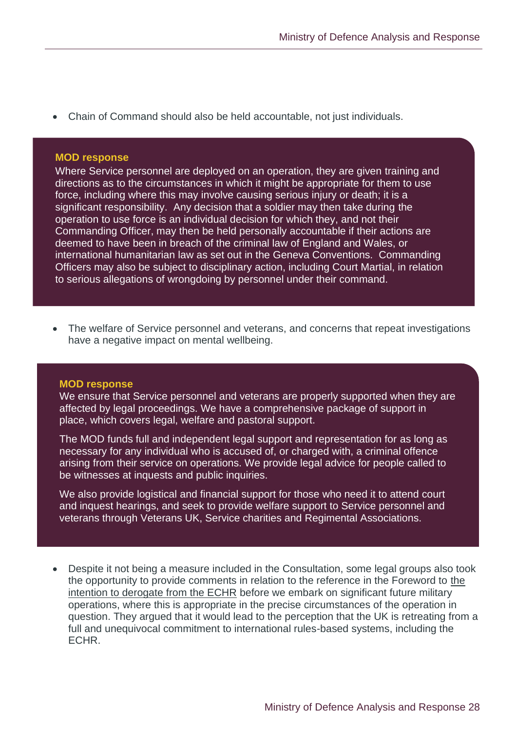- Chain of Command should also be held accountable, not just individuals.

**MOD response**

Where Service personnel are deployed on an operation, they are given training and directions as to the circumstances in which it might be appropriate for them to use force, including where this may involve causing serious injury or death; it is a significant responsibility. Any decision that a soldier may then take during the operation to use force is an individual decision for which they, and not their Commanding Officer, may then be held personally accountable if their actions are deemed to have been in breach of the criminal law of England and Wales, or international humanitarian law as set out in the Geneva Conventions. Commanding Officers may also be subject to disciplinary action, including Court Martial, in relation to serious allegations of wrongdoing by personnel under their command.

- The welfare of Service personnel and veterans, and concerns that repeat investigations have a negative impact on mental wellbeing.

**MOD response**

We ensure that Service personnel and veterans are properly supported when they are affected by legal proceedings. We have a comprehensive package of support in place, which covers legal, welfare and pastoral support.

The MOD funds full and independent legal support and representation for as long as necessary for any individual who is accused of, or charged with, a criminal offence arising from their service on operations. We provide legal advice for people called to be witnesses at inquests and public inquiries.

We also provide logistical and financial support for those who need it to attend court and inquest hearings, and seek to provide welfare support to Service personnel and veterans through Veterans UK, Service charities and Regimental Associations.

- Despite it not being a measure included in the Consultation, some legal groups also took the opportunity to provide comments in relation to the reference in the Foreword to the intention to derogate from the ECHR before we embark on significant future military operations, where this is appropriate in the precise circumstances of the operation in question. They argued that it would lead to the perception that the UK is retreating from a full and unequivocal commitment to international rules-based systems, including the ECHR.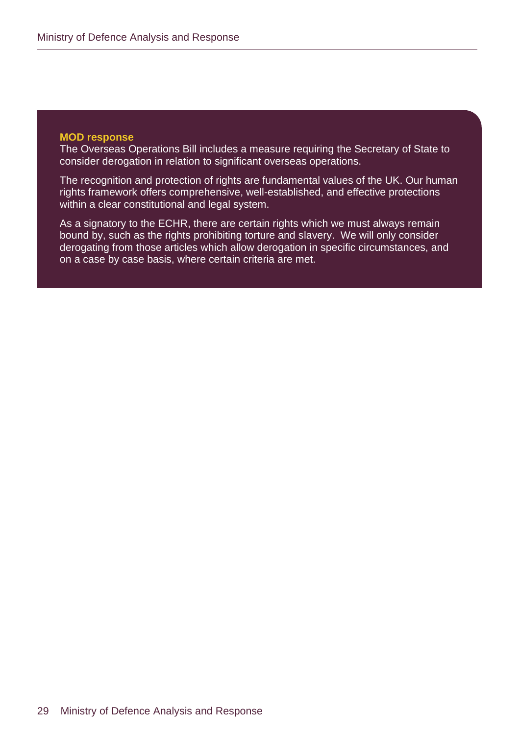**MOD response**

The Overseas Operations Bill includes a measure requiring the Secretary of State to consider derogation in relation to significant overseas operations.

The recognition and protection of rights are fundamental values of the UK. Our human rights framework offers comprehensive, well-established, and effective protections within a clear constitutional and legal system.

As a signatory to the ECHR, there are certain rights which we must always remain bound by, such as the rights prohibiting torture and slavery. We will only consider derogating from those articles which allow derogation in specific circumstances, and on a case by case basis, where certain criteria are met.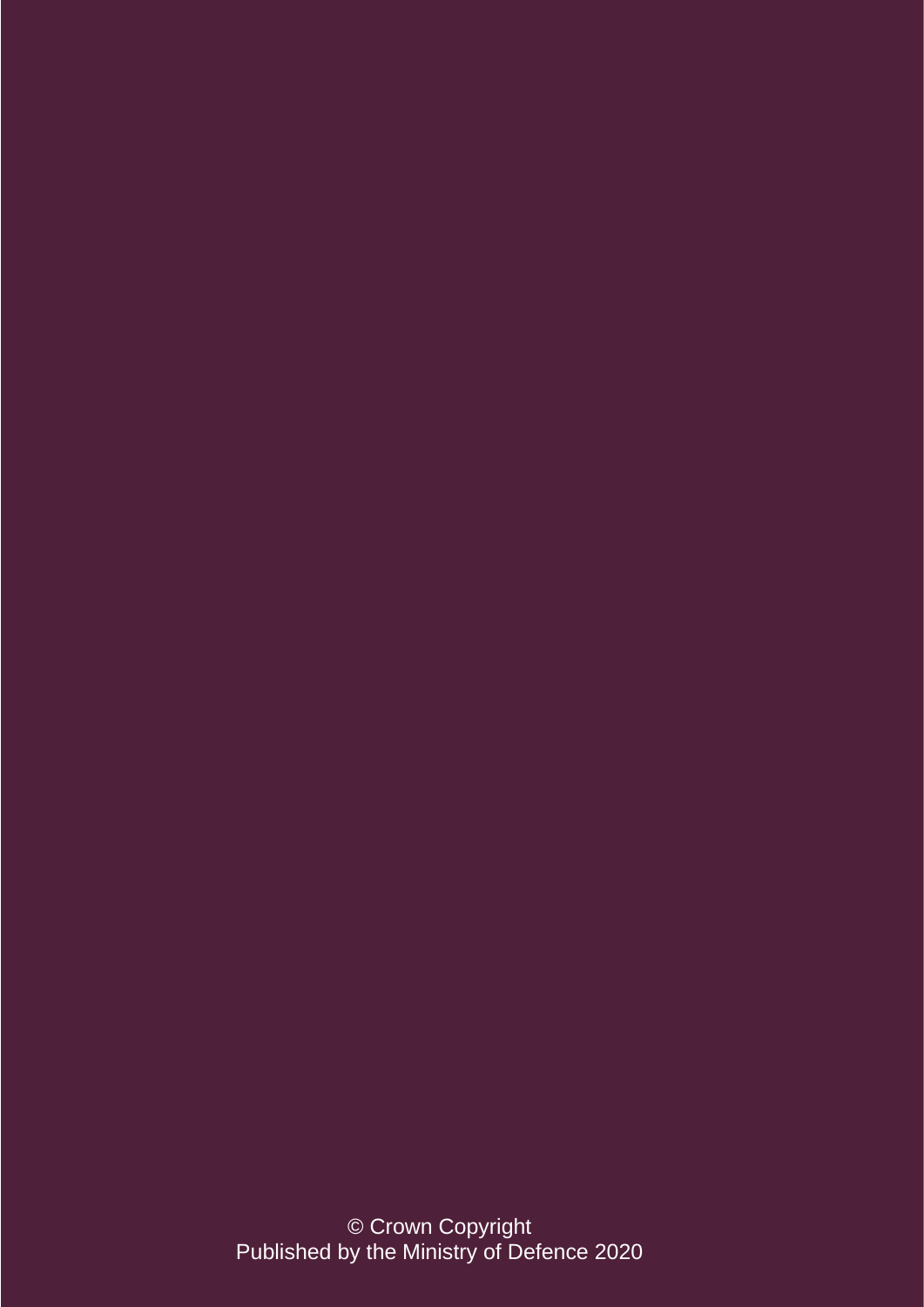© Crown Copyright
Published by the Ministry of Defence 2020